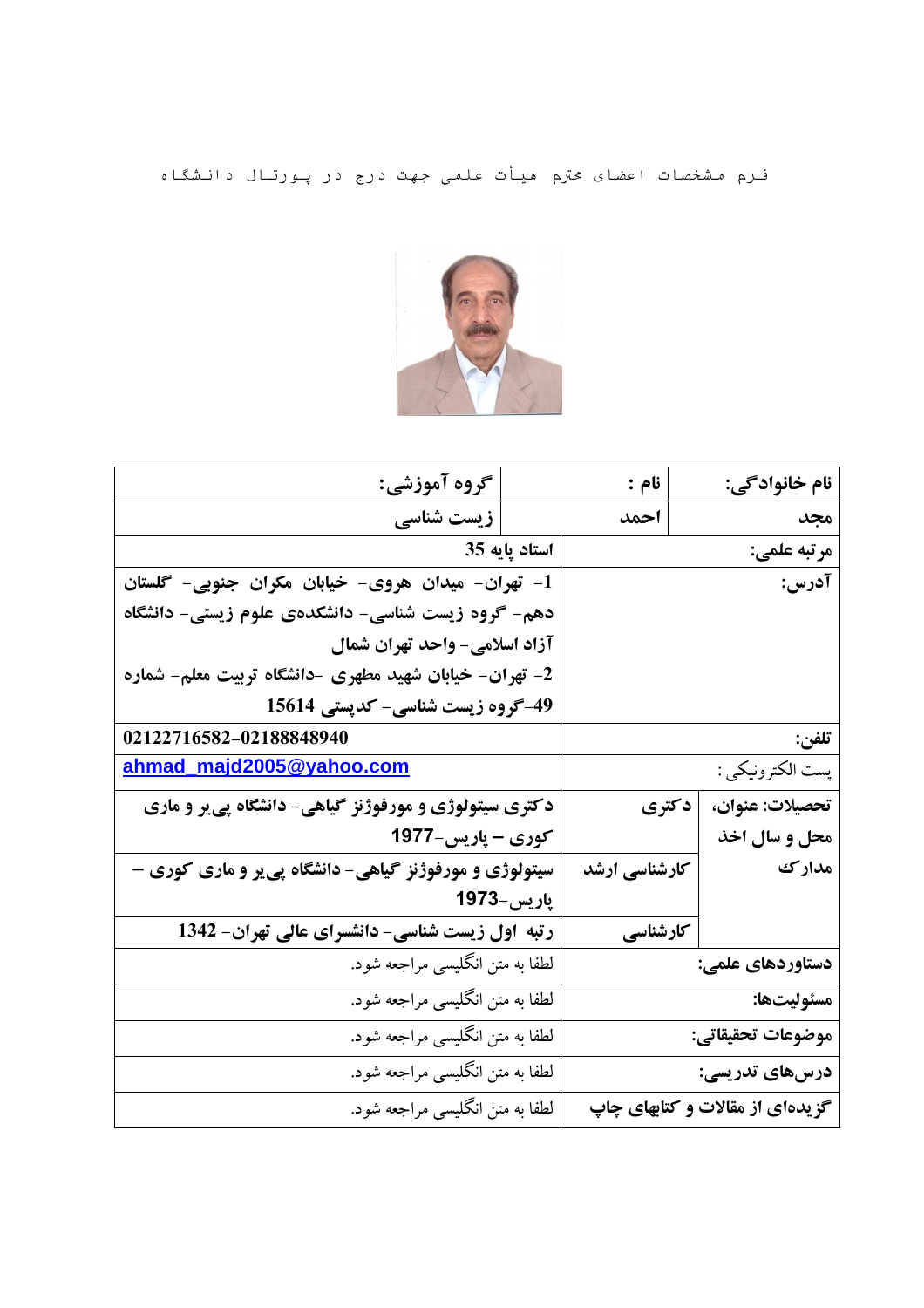فرم مشخصات اعضای محترم هیأت علمی جهت درج در پورتال دانشگاه

| نام خانوادگی: | نام : | گروه آموزشی: |
| --- | --- | --- |
| مجد | احمد | زیست شناسی |
| مرتبه علمی: | | استاد پایه 35 |
| آدرس: | | 1- تهران- میدان هروی- خیابان مکران جنوبی- گلستان دهم- گروه زیست شناسی- دانشکده‌ی علوم زیستی- دانشگاه آزاد اسلامی- واحد تهران شمال<br>2- تهران- خیابان شهید مطهری -دانشگاه تربیت معلم- شماره 49-گروه زیست شناسی- کدپستی 15614 |
| تلفن: | | 02122716582-02188848940 |
| پست الکترونیکی : | | ahmad_majd2005@yahoo.com |
| تحصیلات: عنوان، محل و سال اخذ مدارک | دکتری | دکتری سیتولوژی و مورفوژنز گیاهی- دانشگاه پی‌یر و ماری کوری – پاریس-1977 |
| | کارشناسی ارشد | سیتولوژی و مورفوژنز گیاهی- دانشگاه پی‌یر و ماری کوری – پاریس-1973 |
| | کارشناسی | رتبه اول زیست شناسی- دانشسرای عالی تهران- 1342 |
| دستاوردهای علمی: | | لطفا به متن انگلیسی مراجعه شود. |
| مسئولیت‌ها: | | لطفا به متن انگلیسی مراجعه شود. |
| موضوعات تحقیقاتی: | | لطفا به متن انگلیسی مراجعه شود. |
| درس‌های تدریسی: | | لطفا به متن انگلیسی مراجعه شود. |
| گزیده‌ای از مقالات و کتابهای چاپ | | لطفا به متن انگلیسی مراجعه شود. |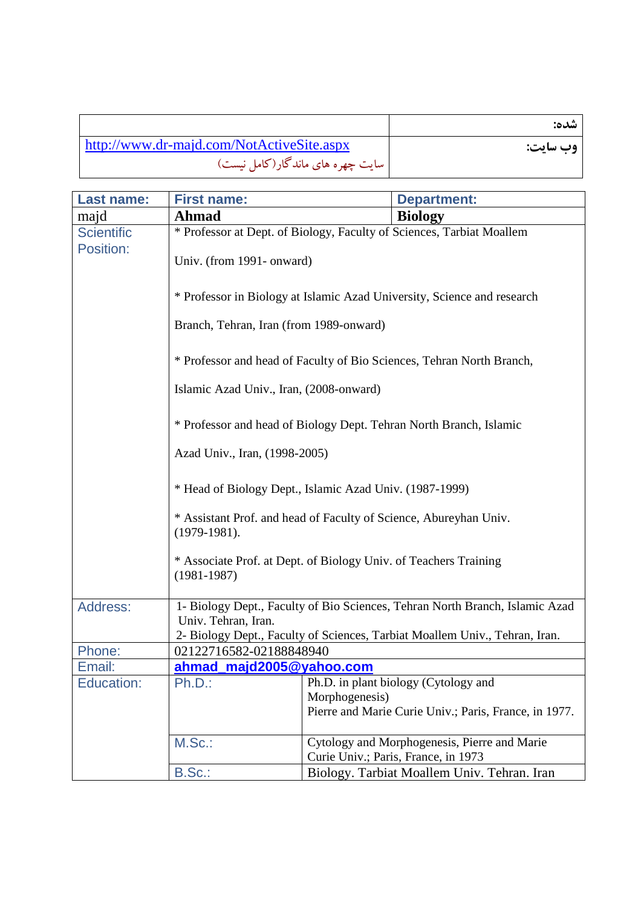| | شده: |
|---|---|
| http://www.dr-majd.com/NotActiveSite.aspx<br>سایت چهره های ماندگار(کامل نیست) | وب سایت: |

| **Last name:** | **First name:** | | **Department:** |
|---|---|---|---|
| majd | **Ahmad** | | **Biology** |
| Scientific Position: | * Professor at Dept. of Biology, Faculty of Sciences, Tarbiat Moallem Univ. (from 1991- onward)<br><br>* Professor in Biology at Islamic Azad University, Science and research Branch, Tehran, Iran (from 1989-onward)<br><br>* Professor and head of Faculty of Bio Sciences, Tehran North Branch, Islamic Azad Univ., Iran, (2008-onward)<br><br>* Professor and head of Biology Dept. Tehran North Branch, Islamic Azad Univ., Iran, (1998-2005)<br><br>* Head of Biology Dept., Islamic Azad Univ. (1987-1999)<br><br>* Assistant Prof. and head of Faculty of Science, Abureyhan Univ. (1979-1981).<br><br>* Associate Prof. at Dept. of Biology Univ. of Teachers Training (1981-1987) | | |
| Address: | 1- Biology Dept., Faculty of Bio Sciences, Tehran North Branch, Islamic Azad Univ. Tehran, Iran.<br>2- Biology Dept., Faculty of Sciences, Tarbiat Moallem Univ., Tehran, Iran. | | |
| Phone: | 02122716582-02188848940 | | |
| Email: | **ahmad_majd2005@yahoo.com** | | |
| Education: | Ph.D.: | Ph.D. in plant biology (Cytology and Morphogenesis)<br>Pierre and Marie Curie Univ.; Paris, France, in 1977. | |
| | M.Sc.: | Cytology and Morphogenesis, Pierre and Marie Curie Univ.; Paris, France, in 1973 | |
| | B.Sc.: | Biology. Tarbiat Moallem Univ. Tehran. Iran | |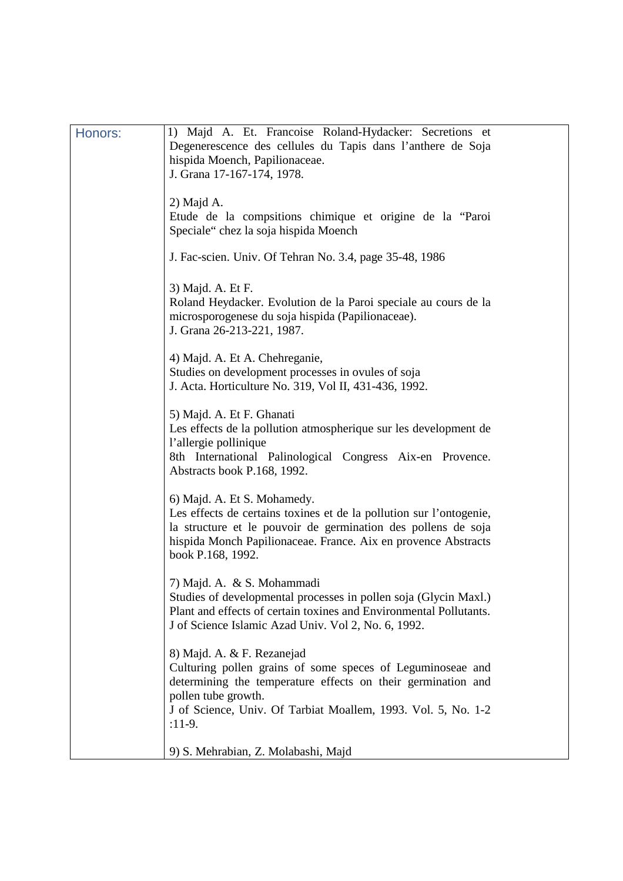| Honors: | 1) Majd A. Et. Francoise Roland-Hydacker: Secretions et Degenerescence des cellules du Tapis dans l'anthere de Soja hispida Moench, Papilionaceae.<br>J. Grana 17-167-174, 1978.<br><br>2) Majd A.<br>Etude de la compsitions chimique et origine de la "Paroi Speciale" chez la soja hispida Moench<br><br>J. Fac-scien. Univ. Of Tehran No. 3.4, page 35-48, 1986<br><br>3) Majd. A. Et F.<br>Roland Heydacker. Evolution de la Paroi speciale au cours de la microsporogenese du soja hispida (Papilionaceae).<br>J. Grana 26-213-221, 1987.<br><br>4) Majd. A. Et A. Chehreganie,<br>Studies on development processes in ovules of soja<br>J. Acta. Horticulture No. 319, Vol II, 431-436, 1992.<br><br>5) Majd. A. Et F. Ghanati<br>Les effects de la pollution atmospherique sur les development de l'allergie pollinique<br>8th International Palinological Congress Aix-en Provence. Abstracts book P.168, 1992.<br><br>6) Majd. A. Et S. Mohamedy.<br>Les effects de certains toxines et de la pollution sur l'ontogenie, la structure et le pouvoir de germination des pollens de soja hispida Monch Papilionaceae. France. Aix en provence Abstracts book P.168, 1992.<br><br>7) Majd. A. & S. Mohammadi<br>Studies of developmental processes in pollen soja (Glycin Maxl.) Plant and effects of certain toxines and Environmental Pollutants.<br>J of Science Islamic Azad Univ. Vol 2, No. 6, 1992.<br><br>8) Majd. A. & F. Rezanejad<br>Culturing pollen grains of some speces of Leguminoseae and determining the temperature effects on their germination and pollen tube growth.<br>J of Science, Univ. Of Tarbiat Moallem, 1993. Vol. 5, No. 1-2 :11-9.<br><br>9) S. Mehrabian, Z. Molabashi, Majd |
| --- | --- |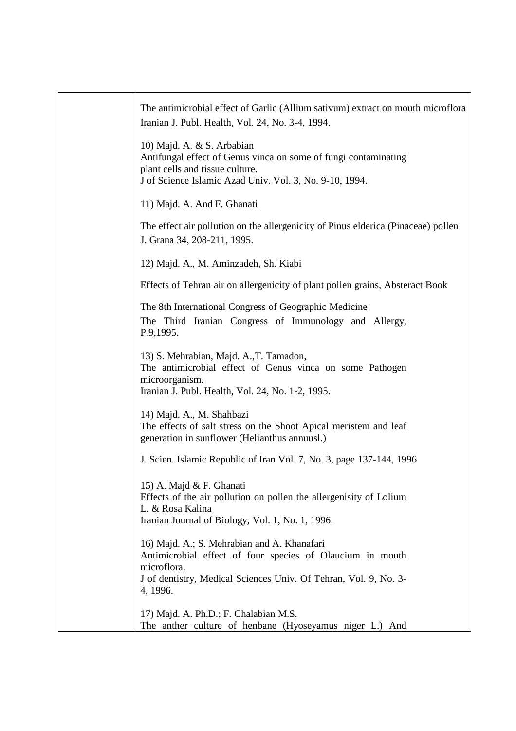| | The antimicrobial effect of Garlic (Allium sativum) extract on mouth microflora<br>Iranian J. Publ. Health, Vol. 24, No. 3-4, 1994.<br><br>10) Majd. A. & S. Arbabian<br>Antifungal effect of Genus vinca on some of fungi contaminating plant cells and tissue culture.<br>J of Science Islamic Azad Univ. Vol. 3, No. 9-10, 1994.<br><br>11) Majd. A. And F. Ghanati<br><br>The effect air pollution on the allergenicity of Pinus elderica (Pinaceae) pollen<br>J. Grana 34, 208-211, 1995.<br><br>12) Majd. A., M. Aminzadeh, Sh. Kiabi<br><br>Effects of Tehran air on allergenicity of plant pollen grains, Absteract Book<br><br>The 8th International Congress of Geographic Medicine<br>The Third Iranian Congress of Immunology and Allergy, P.9,1995.<br><br>13) S. Mehrabian, Majd. A.,T. Tamadon,<br>The antimicrobial effect of Genus vinca on some Pathogen microorganism.<br>Iranian J. Publ. Health, Vol. 24, No. 1-2, 1995.<br><br>14) Majd. A., M. Shahbazi<br>The effects of salt stress on the Shoot Apical meristem and leaf generation in sunflower (Helianthus annuusl.)<br><br>J. Scien. Islamic Republic of Iran Vol. 7, No. 3, page 137-144, 1996<br><br>15) A. Majd & F. Ghanati<br>Effects of the air pollution on pollen the allergenisity of Lolium L. & Rosa Kalina<br>Iranian Journal of Biology, Vol. 1, No. 1, 1996.<br><br>16) Majd. A.; S. Mehrabian and A. Khanafari<br>Antimicrobial effect of four species of Olaucium in mouth microflora.<br>J of dentistry, Medical Sciences Univ. Of Tehran, Vol. 9, No. 3-4, 1996.<br><br>17) Majd. A. Ph.D.; F. Chalabian M.S.<br>The anther culture of henbane (Hyoseyamus niger L.) And |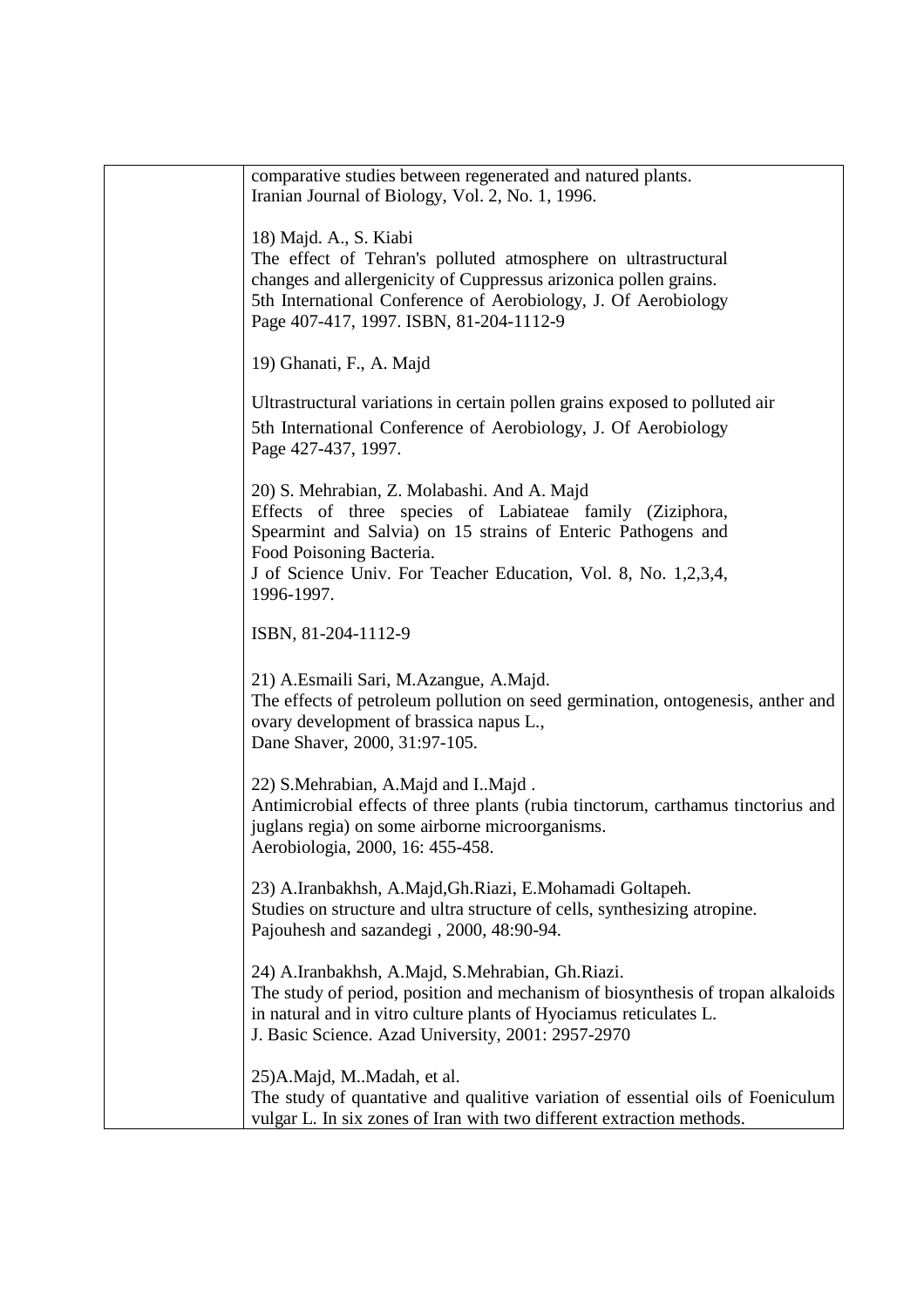| | comparative studies between regenerated and natured plants.<br>Iranian Journal of Biology, Vol. 2, No. 1, 1996.<br><br>18) Majd. A., S. Kiabi<br>The effect of Tehran's polluted atmosphere on ultrastructural changes and allergenicity of Cuppressus arizonica pollen grains.<br>5th International Conference of Aerobiology, J. Of Aerobiology Page 407-417, 1997. ISBN, 81-204-1112-9<br><br>19) Ghanati, F., A. Majd<br><br>Ultrastructural variations in certain pollen grains exposed to polluted air<br>5th International Conference of Aerobiology, J. Of Aerobiology Page 427-437, 1997.<br><br>20) S. Mehrabian, Z. Molabashi. And A. Majd<br>Effects of three species of Labiateae family (Ziziphora, Spearmint and Salvia) on 15 strains of Enteric Pathogens and Food Poisoning Bacteria.<br>J of Science Univ. For Teacher Education, Vol. 8, No. 1,2,3,4, 1996-1997.<br><br>ISBN, 81-204-1112-9<br><br>21) A.Esmaili Sari, M.Azangue, A.Majd.<br>The effects of petroleum pollution on seed germination, ontogenesis, anther and ovary development of brassica napus L.,<br>Dane Shaver, 2000, 31:97-105.<br><br>22) S.Mehrabian, A.Majd and I..Majd .<br>Antimicrobial effects of three plants (rubia tinctorum, carthamus tinctorius and juglans regia) on some airborne microorganisms.<br>Aerobiologia, 2000, 16: 455-458.<br><br>23) A.Iranbakhsh, A.Majd,Gh.Riazi, E.Mohamadi Goltapeh.<br>Studies on structure and ultra structure of cells, synthesizing atropine.<br>Pajouhesh and sazandegi , 2000, 48:90-94.<br><br>24) A.Iranbakhsh, A.Majd, S.Mehrabian, Gh.Riazi.<br>The study of period, position and mechanism of biosynthesis of tropan alkaloids in natural and in vitro culture plants of Hyociamus reticulates L.<br>J. Basic Science. Azad University, 2001: 2957-2970<br><br>25)A.Majd, M..Madah, et al.<br>The study of quantative and qualitive variation of essential oils of Foeniculum vulgar L. In six zones of Iran with two different extraction methods. |
|---|---|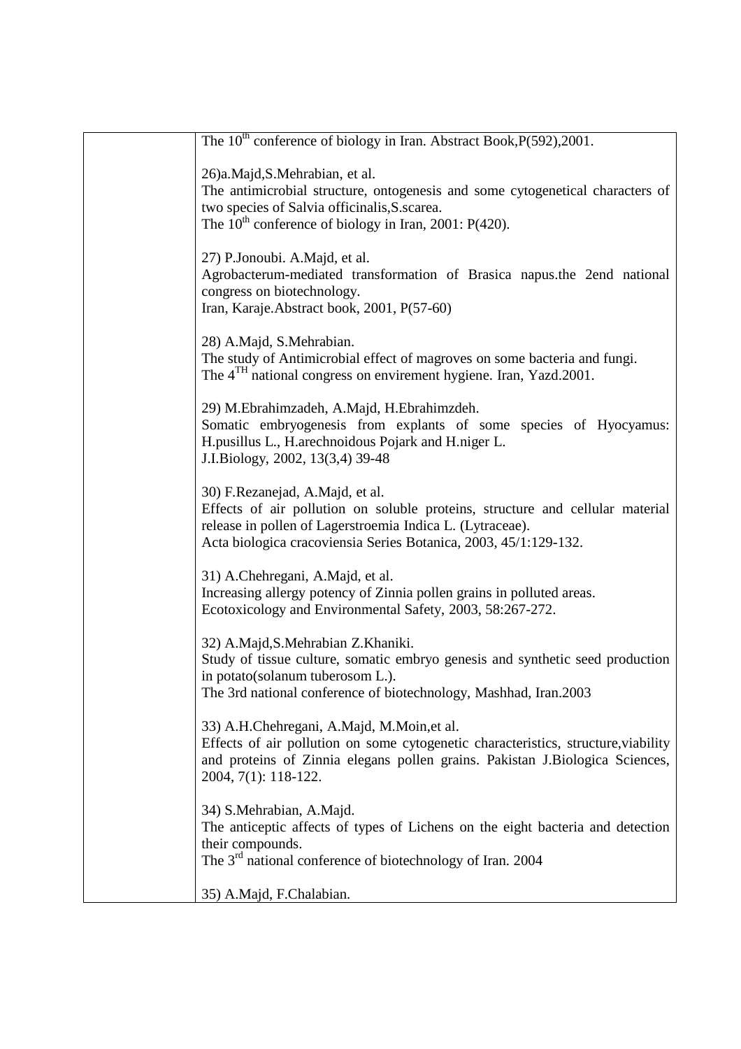| | |
|---|---|
| | The 10[th] conference of biology in Iran. Abstract Book,P(592),2001.<br><br>26)a.Majd,S.Mehrabian, et al.<br>The antimicrobial structure, ontogenesis and some cytogenetical characters of two species of Salvia officinalis,S.scarea.<br>The 10[th] conference of biology in Iran, 2001: P(420).<br><br>27) P.Jonoubi. A.Majd, et al.<br>Agrobacterum-mediated transformation of Brasica napus.the 2end national congress on biotechnology.<br>Iran, Karaje.Abstract book, 2001, P(57-60)<br><br>28) A.Majd, S.Mehrabian.<br>The study of Antimicrobial effect of magroves on some bacteria and fungi.<br>The 4[TH] national congress on envirement hygiene. Iran, Yazd.2001.<br><br>29) M.Ebrahimzadeh, A.Majd, H.Ebrahimzdeh.<br>Somatic embryogenesis from explants of some species of Hyocyamus: H.pusillus L., H.arechnoidous Pojark and H.niger L.<br>J.I.Biology, 2002, 13(3,4) 39-48<br><br>30) F.Rezanejad, A.Majd, et al.<br>Effects of air pollution on soluble proteins, structure and cellular material release in pollen of Lagerstroemia Indica L. (Lytraceae).<br>Acta biologica cracoviensia Series Botanica, 2003, 45/1:129-132.<br><br>31) A.Chehregani, A.Majd, et al.<br>Increasing allergy potency of Zinnia pollen grains in polluted areas.<br>Ecotoxicology and Environmental Safety, 2003, 58:267-272.<br><br>32) A.Majd,S.Mehrabian Z.Khaniki.<br>Study of tissue culture, somatic embryo genesis and synthetic seed production in potato(solanum tuberosom L.).<br>The 3rd national conference of biotechnology, Mashhad, Iran.2003<br><br>33) A.H.Chehregani, A.Majd, M.Moin,et al.<br>Effects of air pollution on some cytogenetic characteristics, structure,viability and proteins of Zinnia elegans pollen grains. Pakistan J.Biologica Sciences, 2004, 7(1): 118-122.<br><br>34) S.Mehrabian, A.Majd.<br>The anticeptic affects of types of Lichens on the eight bacteria and detection their compounds.<br>The 3[rd] national conference of biotechnology of Iran. 2004<br><br>35) A.Majd, F.Chalabian. |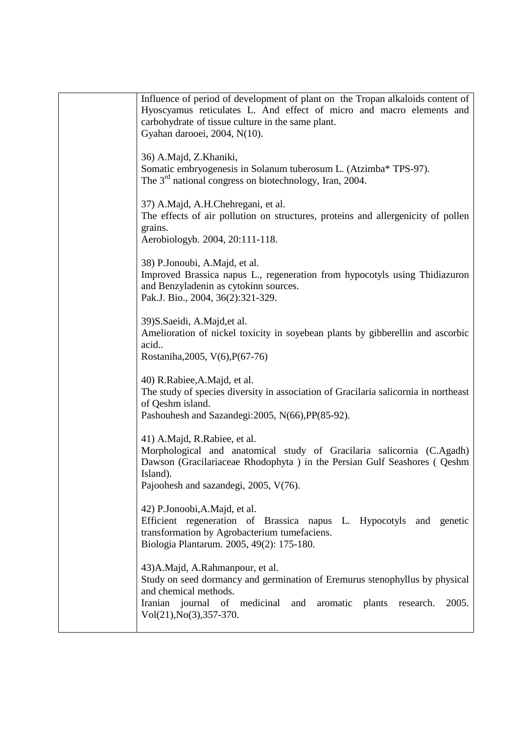| | Influence of period of development of plant on the Tropan alkaloids content of Hyoscyamus reticulates L. And effect of micro and macro elements and carbohydrate of tissue culture in the same plant.<br>Gyahan darooei, 2004, N(10).<br><br>36) A.Majd, Z.Khaniki,<br>Somatic embryogenesis in Solanum tuberosum L. (Atzimba* TPS-97).<br>The 3rd national congress on biotechnology, Iran, 2004.<br><br>37) A.Majd, A.H.Chehregani, et al.<br>The effects of air pollution on structures, proteins and allergenicity of pollen grains.<br>Aerobiologyb. 2004, 20:111-118.<br><br>38) P.Jonoubi, A.Majd, et al.<br>Improved Brassica napus L., regeneration from hypocotyls using Thidiazuron and Benzyladenin as cytokinn sources.<br>Pak.J. Bio., 2004, 36(2):321-329.<br><br>39)S.Saeidi, A.Majd,et al.<br>Amelioration of nickel toxicity in soyebean plants by gibberellin and ascorbic acid..<br>Rostaniha,2005, V(6),P(67-76)<br><br>40) R.Rabiee,A.Majd, et al.<br>The study of species diversity in association of Gracilaria salicornia in northeast of Qeshm island.<br>Pashouhesh and Sazandegi:2005, N(66),PP(85-92).<br><br>41) A.Majd, R.Rabiee, et al.<br>Morphological and anatomical study of Gracilaria salicornia (C.Agadh) Dawson (Gracilariaceae Rhodophyta ) in the Persian Gulf Seashores ( Qeshm Island).<br>Pajoohesh and sazandegi, 2005, V(76).<br><br>42) P.Jonoobi,A.Majd, et al.<br>Efficient regeneration of Brassica napus L. Hypocotyls and genetic transformation by Agrobacterium tumefaciens.<br>Biologia Plantarum. 2005, 49(2): 175-180.<br><br>43)A.Majd, A.Rahmanpour, et al.<br>Study on seed dormancy and germination of Eremurus stenophyllus by physical and chemical methods.<br>Iranian journal of medicinal and aromatic plants research. 2005. Vol(21),No(3),357-370. |
| --- | --- |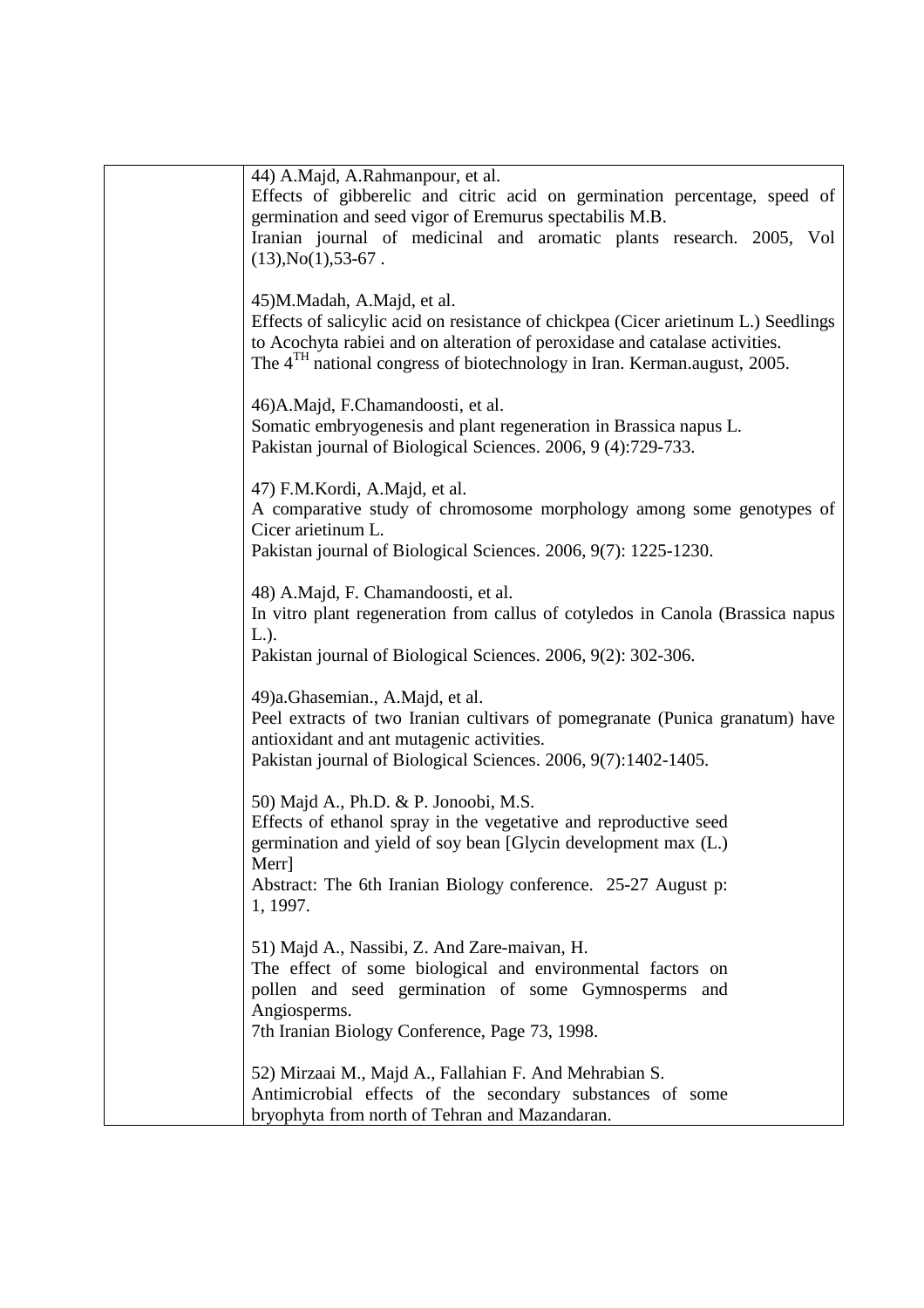44) A.Majd, A.Rahmanpour, et al.
Effects of gibberelic and citric acid on germination percentage, speed of germination and seed vigor of Eremurus spectabilis M.B.
Iranian journal of medicinal and aromatic plants research. 2005, Vol (13),No(1),53-67 .

45)M.Madah, A.Majd, et al.
Effects of salicylic acid on resistance of chickpea (Cicer arietinum L.) Seedlings to Acochyta rabiei and on alteration of peroxidase and catalase activities.
The 4$^{TH}$ national congress of biotechnology in Iran. Kerman.august, 2005.

46)A.Majd, F.Chamandoosti, et al.
Somatic embryogenesis and plant regeneration in Brassica napus L.
Pakistan journal of Biological Sciences. 2006, 9 (4):729-733.

47) F.M.Kordi, A.Majd, et al.
A comparative study of chromosome morphology among some genotypes of Cicer arietinum L.
Pakistan journal of Biological Sciences. 2006, 9(7): 1225-1230.

48) A.Majd, F. Chamandoosti, et al.
In vitro plant regeneration from callus of cotyledos in Canola (Brassica napus L.).
Pakistan journal of Biological Sciences. 2006, 9(2): 302-306.

49)a.Ghasemian., A.Majd, et al.
Peel extracts of two Iranian cultivars of pomegranate (Punica granatum) have antioxidant and ant mutagenic activities.
Pakistan journal of Biological Sciences. 2006, 9(7):1402-1405.

50) Majd A., Ph.D. & P. Jonoobi, M.S.
Effects of ethanol spray in the vegetative and reproductive seed germination and yield of soy bean [Glycin development max (L.) Merr]
Abstract: The 6th Iranian Biology conference. 25-27 August p: 1, 1997.

51) Majd A., Nassibi, Z. And Zare-maivan, H.
The effect of some biological and environmental factors on pollen and seed germination of some Gymnosperms and Angiosperms.
7th Iranian Biology Conference, Page 73, 1998.

52) Mirzaai M., Majd A., Fallahian F. And Mehrabian S.
Antimicrobial effects of the secondary substances of some bryophyta from north of Tehran and Mazandaran.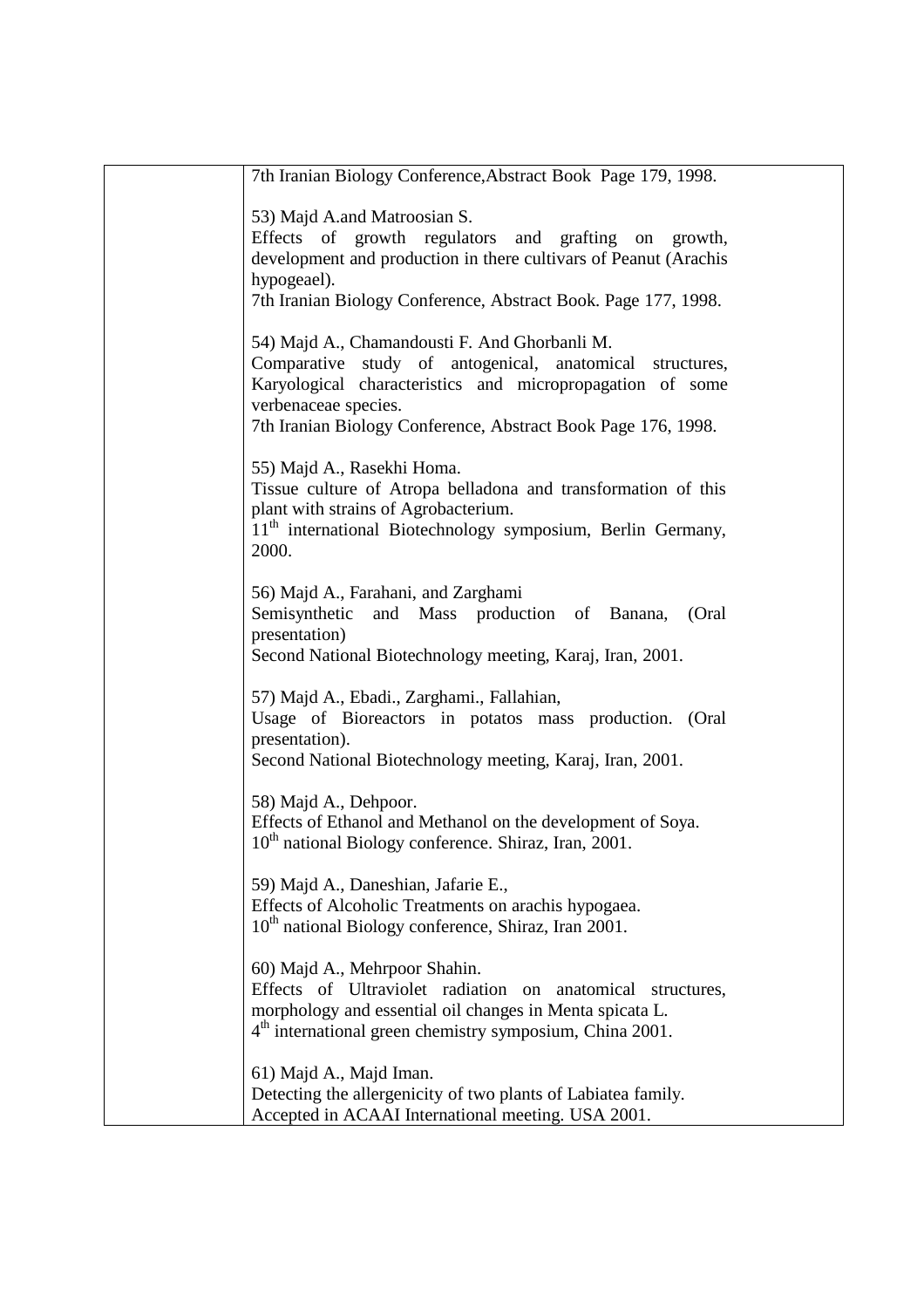| | 7th Iranian Biology Conference,Abstract Book Page 179, 1998.<br><br>53) Majd A.and Matroosian S.<br>Effects of growth regulators and grafting on growth, development and production in there cultivars of Peanut (Arachis hypogeael).<br>7th Iranian Biology Conference, Abstract Book. Page 177, 1998.<br><br>54) Majd A., Chamandousti F. And Ghorbanli M.<br>Comparative study of antogenical, anatomical structures, Karyological characteristics and micropropagation of some verbenaceae species.<br>7th Iranian Biology Conference, Abstract Book Page 176, 1998.<br><br>55) Majd A., Rasekhi Homa.<br>Tissue culture of Atropa belladona and transformation of this plant with strains of Agrobacterium.<br>11th international Biotechnology symposium, Berlin Germany, 2000.<br><br>56) Majd A., Farahani, and Zarghami<br>Semisynthetic and Mass production of Banana, (Oral presentation)<br>Second National Biotechnology meeting, Karaj, Iran, 2001.<br><br>57) Majd A., Ebadi., Zarghami., Fallahian,<br>Usage of Bioreactors in potatos mass production. (Oral presentation).<br>Second National Biotechnology meeting, Karaj, Iran, 2001.<br><br>58) Majd A., Dehpoor.<br>Effects of Ethanol and Methanol on the development of Soya.<br>10th national Biology conference. Shiraz, Iran, 2001.<br><br>59) Majd A., Daneshian, Jafarie E.,<br>Effects of Alcoholic Treatments on arachis hypogaea.<br>10th national Biology conference, Shiraz, Iran 2001.<br><br>60) Majd A., Mehrpoor Shahin.<br>Effects of Ultraviolet radiation on anatomical structures, morphology and essential oil changes in Menta spicata L.<br>4th international green chemistry symposium, China 2001.<br><br>61) Majd A., Majd Iman.<br>Detecting the allergenicity of two plants of Labiatea family.<br>Accepted in ACAAI International meeting. USA 2001. |
|---|---|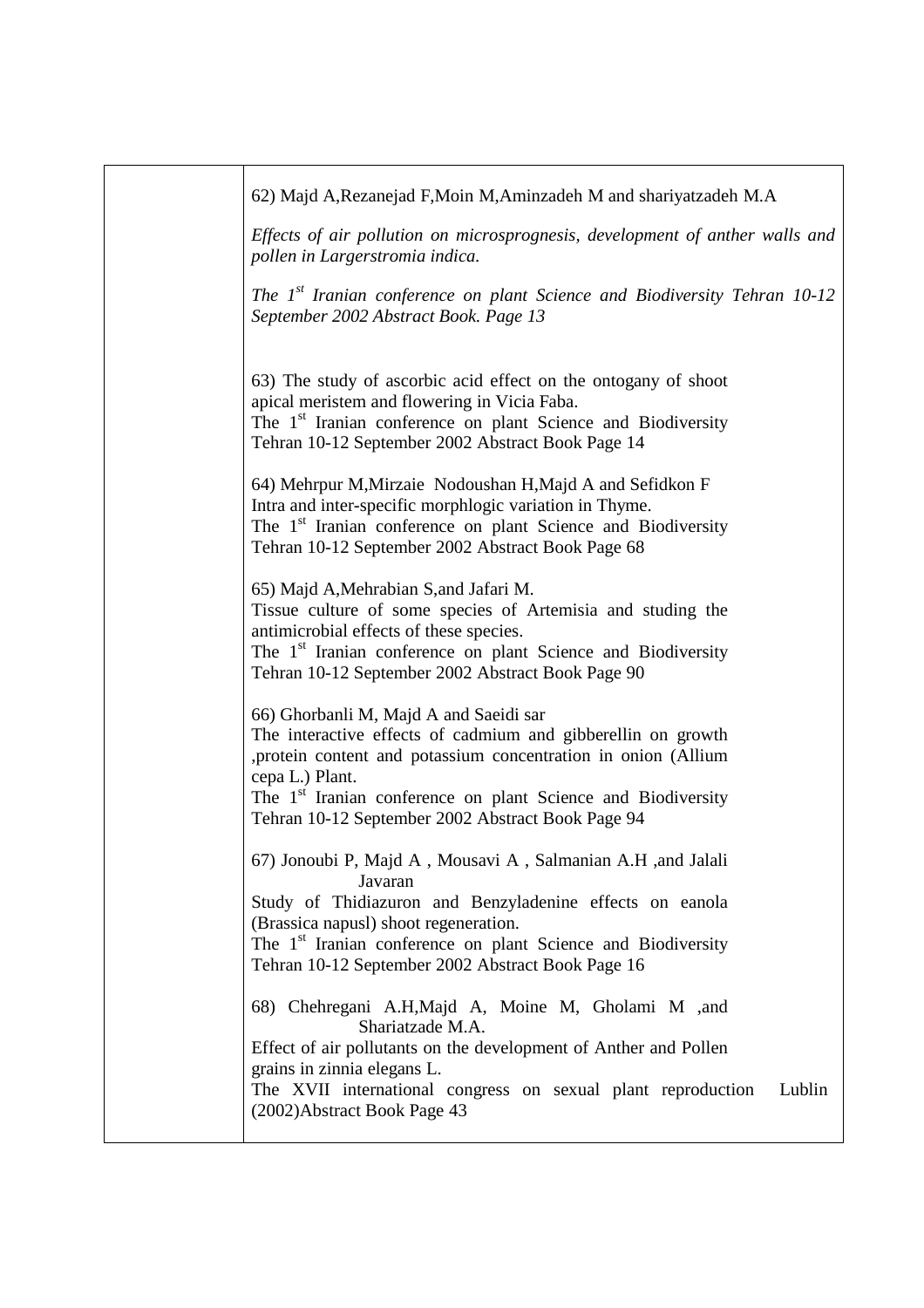62) Majd A,Rezanejad F,Moin M,Aminzadeh M and shariyatzadeh M.A

*Effects of air pollution on microsprognesis, development of anther walls and pollen in Largerstromia indica.*

*The 1st Iranian conference on plant Science and Biodiversity Tehran 10-12 September 2002 Abstract Book. Page 13*

63) The study of ascorbic acid effect on the ontogany of shoot apical meristem and flowering in Vicia Faba.
The 1st Iranian conference on plant Science and Biodiversity Tehran 10-12 September 2002 Abstract Book Page 14

64) Mehrpur M,Mirzaie Nodoushan H,Majd A and Sefidkon F
Intra and inter-specific morphlogic variation in Thyme.
The 1st Iranian conference on plant Science and Biodiversity Tehran 10-12 September 2002 Abstract Book Page 68

65) Majd A,Mehrabian S,and Jafari M.
Tissue culture of some species of Artemisia and studing the antimicrobial effects of these species.
The 1st Iranian conference on plant Science and Biodiversity Tehran 10-12 September 2002 Abstract Book Page 90

66) Ghorbanli M, Majd A and Saeidi sar
The interactive effects of cadmium and gibberellin on growth ,protein content and potassium concentration in onion (Allium cepa L.) Plant.
The 1st Iranian conference on plant Science and Biodiversity Tehran 10-12 September 2002 Abstract Book Page 94

67) Jonoubi P, Majd A , Mousavi A , Salmanian A.H ,and Jalali Javaran
Study of Thidiazuron and Benzyladenine effects on eanola (Brassica napusl) shoot regeneration.
The 1st Iranian conference on plant Science and Biodiversity Tehran 10-12 September 2002 Abstract Book Page 16

68) Chehregani A.H,Majd A, Moine M, Gholami M ,and Shariatzade M.A.
Effect of air pollutants on the development of Anther and Pollen grains in zinnia elegans L.
The XVII international congress on sexual plant reproduction Lublin (2002)Abstract Book Page 43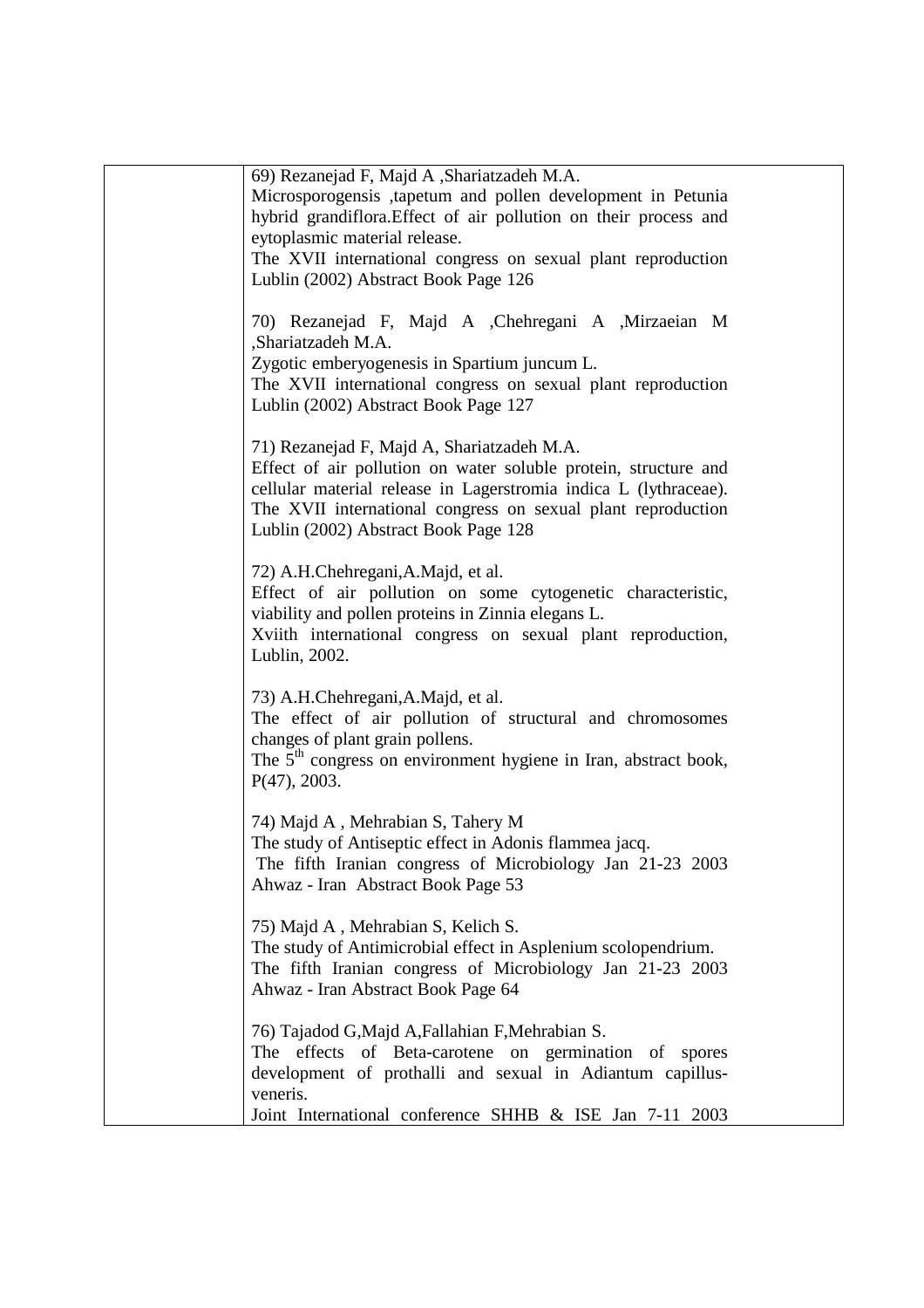| | 69) Rezanejad F, Majd A ,Shariatzadeh M.A.<br>Microsporogensis ,tapetum and pollen development in Petunia hybrid grandiflora.Effect of air pollution on their process and eytoplasmic material release.<br>The XVII international congress on sexual plant reproduction Lublin (2002) Abstract Book Page 126<br><br>70) Rezanejad F, Majd A ,Chehregani A ,Mirzaeian M ,Shariatzadeh M.A.<br>Zygotic emberyogenesis in Spartium juncum L.<br>The XVII international congress on sexual plant reproduction Lublin (2002) Abstract Book Page 127<br><br>71) Rezanejad F, Majd A, Shariatzadeh M.A.<br>Effect of air pollution on water soluble protein, structure and cellular material release in Lagerstromia indica L (lythraceae).<br>The XVII international congress on sexual plant reproduction Lublin (2002) Abstract Book Page 128<br><br>72) A.H.Chehregani,A.Majd, et al.<br>Effect of air pollution on some cytogenetic characteristic, viability and pollen proteins in Zinnia elegans L.<br>Xviith international congress on sexual plant reproduction, Lublin, 2002.<br><br>73) A.H.Chehregani,A.Majd, et al.<br>The effect of air pollution of structural and chromosomes changes of plant grain pollens.<br>The 5th congress on environment hygiene in Iran, abstract book, P(47), 2003.<br><br>74) Majd A , Mehrabian S, Tahery M<br>The study of Antiseptic effect in Adonis flammea jacq.<br>The fifth Iranian congress of Microbiology Jan 21-23 2003 Ahwaz - Iran Abstract Book Page 53<br><br>75) Majd A , Mehrabian S, Kelich S.<br>The study of Antimicrobial effect in Asplenium scolopendrium.<br>The fifth Iranian congress of Microbiology Jan 21-23 2003 Ahwaz - Iran Abstract Book Page 64<br><br>76) Tajadod G,Majd A,Fallahian F,Mehrabian S.<br>The effects of Beta-carotene on germination of spores development of prothalli and sexual in Adiantum capillus-veneris.<br>Joint International conference SHHB & ISE Jan 7-11 2003 |
|---|---|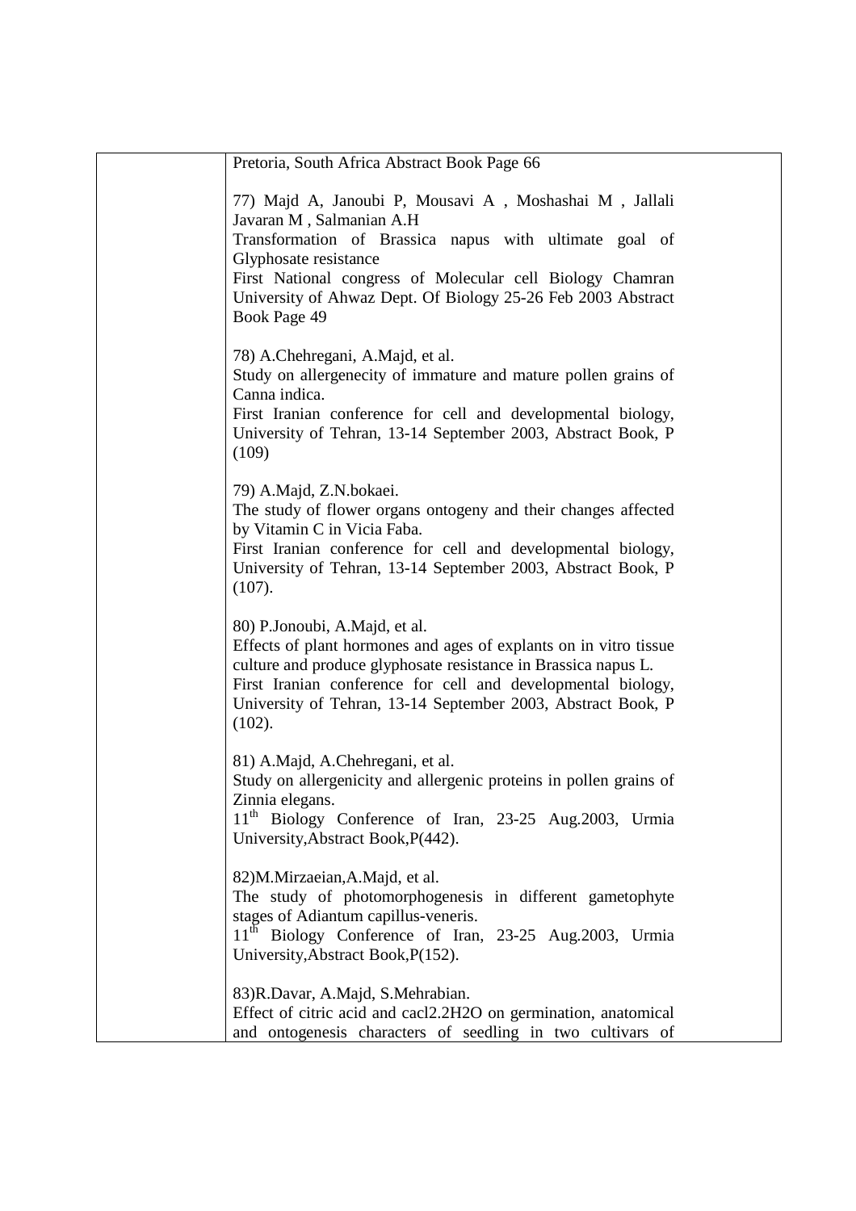| | Pretoria, South Africa Abstract Book Page 66<br><br>77) Majd A, Janoubi P, Mousavi A , Moshashai M , Jallali Javaran M , Salmanian A.H<br>Transformation of Brassica napus with ultimate goal of Glyphosate resistance<br>First National congress of Molecular cell Biology Chamran University of Ahwaz Dept. Of Biology 25-26 Feb 2003 Abstract Book Page 49<br><br>78) A.Chehregani, A.Majd, et al.<br>Study on allergenecity of immature and mature pollen grains of Canna indica.<br>First Iranian conference for cell and developmental biology, University of Tehran, 13-14 September 2003, Abstract Book, P (109)<br><br>79) A.Majd, Z.N.bokaei.<br>The study of flower organs ontogeny and their changes affected by Vitamin C in Vicia Faba.<br>First Iranian conference for cell and developmental biology, University of Tehran, 13-14 September 2003, Abstract Book, P (107).<br><br>80) P.Jonoubi, A.Majd, et al.<br>Effects of plant hormones and ages of explants on in vitro tissue culture and produce glyphosate resistance in Brassica napus L.<br>First Iranian conference for cell and developmental biology, University of Tehran, 13-14 September 2003, Abstract Book, P (102).<br><br>81) A.Majd, A.Chehregani, et al.<br>Study on allergenicity and allergenic proteins in pollen grains of Zinnia elegans.<br>11th Biology Conference of Iran, 23-25 Aug.2003, Urmia University,Abstract Book,P(442).<br><br>82)M.Mirzaeian,A.Majd, et al.<br>The study of photomorphogenesis in different gametophyte stages of Adiantum capillus-veneris.<br>11th Biology Conference of Iran, 23-25 Aug.2003, Urmia University,Abstract Book,P(152).<br><br>83)R.Davar, A.Majd, S.Mehrabian.<br>Effect of citric acid and cacl2.2H2O on germination, anatomical and ontogenesis characters of seedling in two cultivars of |
|---|---|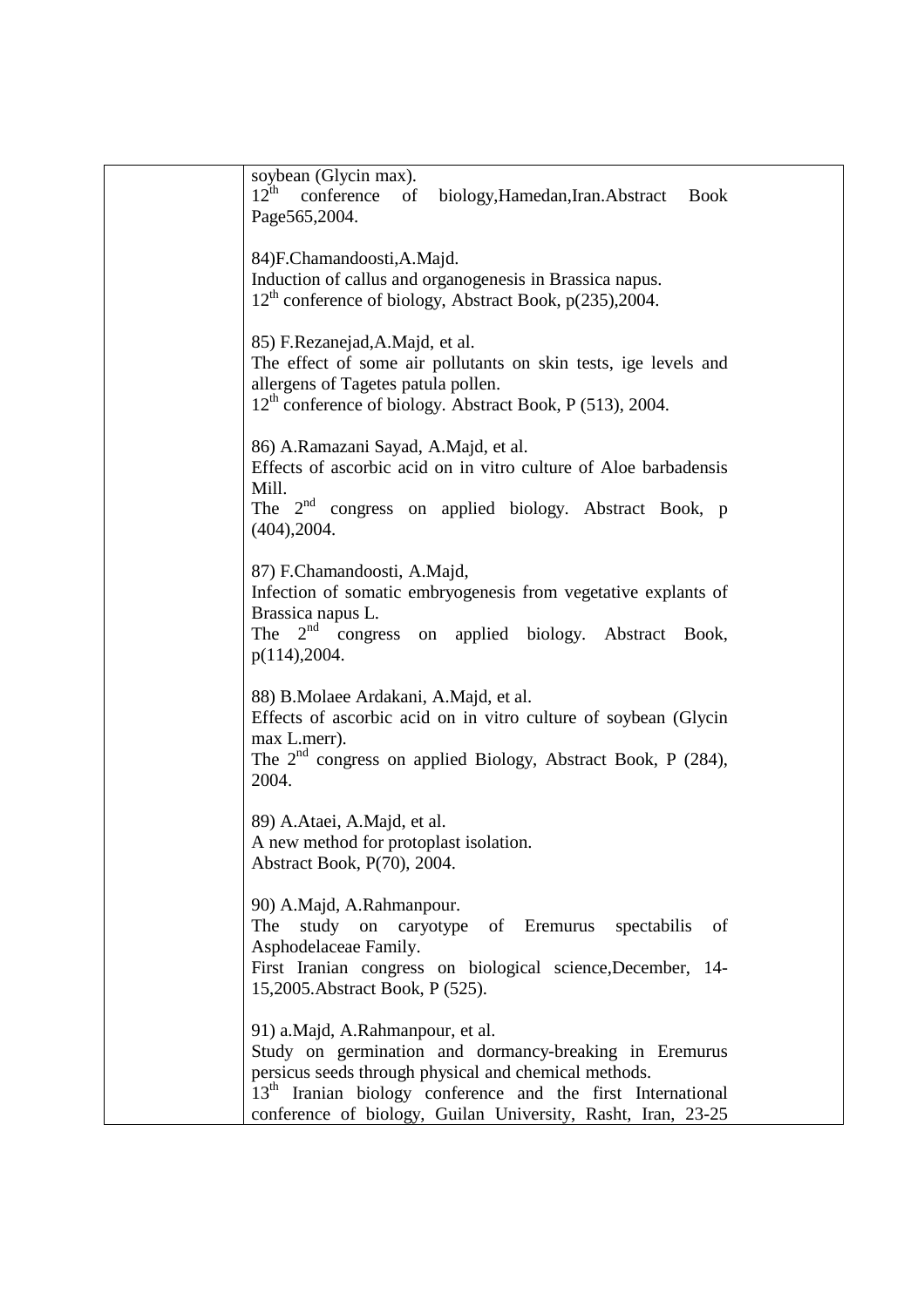| | soybean (Glycin max).<br>12th conference of biology,Hamedan,Iran.Abstract Book Page565,2004.<br><br>84)F.Chamandoosti,A.Majd.<br>Induction of callus and organogenesis in Brassica napus.<br>12th conference of biology, Abstract Book, p(235),2004.<br><br>85) F.Rezanejad,A.Majd, et al.<br>The effect of some air pollutants on skin tests, ige levels and allergens of Tagetes patula pollen.<br>12th conference of biology. Abstract Book, P (513), 2004.<br><br>86) A.Ramazani Sayad, A.Majd, et al.<br>Effects of ascorbic acid on in vitro culture of Aloe barbadensis Mill.<br>The 2nd congress on applied biology. Abstract Book, p (404),2004.<br><br>87) F.Chamandoosti, A.Majd,<br>Infection of somatic embryogenesis from vegetative explants of Brassica napus L.<br>The 2nd congress on applied biology. Abstract Book, p(114),2004.<br><br>88) B.Molaee Ardakani, A.Majd, et al.<br>Effects of ascorbic acid on in vitro culture of soybean (Glycin max L.merr).<br>The 2nd congress on applied Biology, Abstract Book, P (284), 2004.<br><br>89) A.Ataei, A.Majd, et al.<br>A new method for protoplast isolation.<br>Abstract Book, P(70), 2004.<br><br>90) A.Majd, A.Rahmanpour.<br>The study on caryotype of Eremurus spectabilis of Asphodelaceae Family.<br>First Iranian congress on biological science,December, 14-15,2005.Abstract Book, P (525).<br><br>91) a.Majd, A.Rahmanpour, et al.<br>Study on germination and dormancy-breaking in Eremurus persicus seeds through physical and chemical methods.<br>13th Iranian biology conference and the first International conference of biology, Guilan University, Rasht, Iran, 23-25 |
|---|---|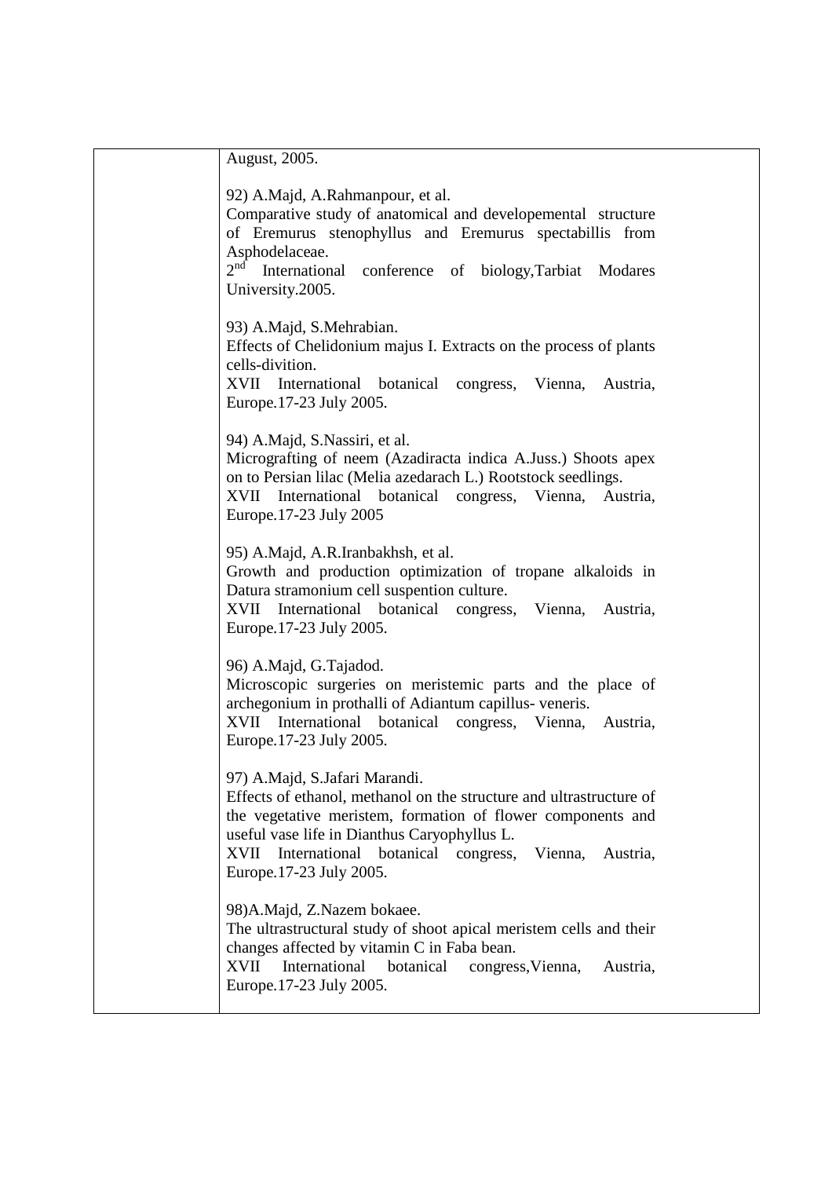| | August, 2005.<br><br>92) A.Majd, A.Rahmanpour, et al.<br>Comparative study of anatomical and developemental structure of Eremurus stenophyllus and Eremurus spectabillis from Asphodelaceae.<br>2nd International conference of biology,Tarbiat Modares University.2005.<br><br>93) A.Majd, S.Mehrabian.<br>Effects of Chelidonium majus I. Extracts on the process of plants cells-divition.<br>XVII International botanical congress, Vienna, Austria, Europe.17-23 July 2005.<br><br>94) A.Majd, S.Nassiri, et al.<br>Micrografting of neem (Azadiracta indica A.Juss.) Shoots apex on to Persian lilac (Melia azedarach L.) Rootstock seedlings.<br>XVII International botanical congress, Vienna, Austria, Europe.17-23 July 2005<br><br>95) A.Majd, A.R.Iranbakhsh, et al.<br>Growth and production optimization of tropane alkaloids in Datura stramonium cell suspention culture.<br>XVII International botanical congress, Vienna, Austria, Europe.17-23 July 2005.<br><br>96) A.Majd, G.Tajadod.<br>Microscopic surgeries on meristemic parts and the place of archegonium in prothalli of Adiantum capillus- veneris.<br>XVII International botanical congress, Vienna, Austria, Europe.17-23 July 2005.<br><br>97) A.Majd, S.Jafari Marandi.<br>Effects of ethanol, methanol on the structure and ultrastructure of the vegetative meristem, formation of flower components and useful vase life in Dianthus Caryophyllus L.<br>XVII International botanical congress, Vienna, Austria, Europe.17-23 July 2005.<br><br>98)A.Majd, Z.Nazem bokaee.<br>The ultrastructural study of shoot apical meristem cells and their changes affected by vitamin C in Faba bean.<br>XVII International botanical congress,Vienna, Austria, Europe.17-23 July 2005. |
|---|---|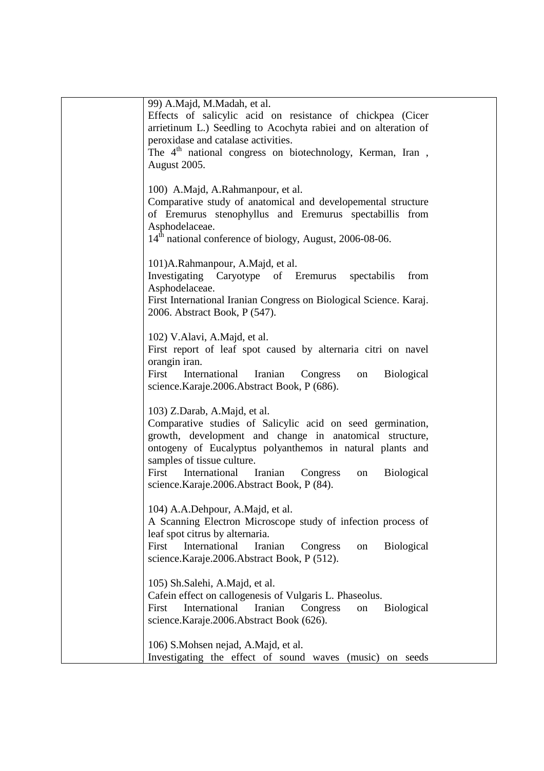| | |
|---|---|
| | 99) A.Majd, M.Madah, et al.<br>Effects of salicylic acid on resistance of chickpea (Cicer arrietinum L.) Seedling to Acochyta rabiei and on alteration of peroxidase and catalase activities.<br>The 4th national congress on biotechnology, Kerman, Iran , August 2005.<br><br>100) A.Majd, A.Rahmanpour, et al.<br>Comparative study of anatomical and developemental structure of Eremurus stenophyllus and Eremurus spectabillis from Asphodelaceae.<br>14th national conference of biology, August, 2006-08-06.<br><br>101)A.Rahmanpour, A.Majd, et al.<br>Investigating Caryotype of Eremurus spectabilis from Asphodelaceae.<br>First International Iranian Congress on Biological Science. Karaj. 2006. Abstract Book, P (547).<br><br>102) V.Alavi, A.Majd, et al.<br>First report of leaf spot caused by alternaria citri on navel orangin iran.<br>First International Iranian Congress on Biological science.Karaje.2006.Abstract Book, P (686).<br><br>103) Z.Darab, A.Majd, et al.<br>Comparative studies of Salicylic acid on seed germination, growth, development and change in anatomical structure, ontogeny of Eucalyptus polyanthemos in natural plants and samples of tissue culture.<br>First International Iranian Congress on Biological science.Karaje.2006.Abstract Book, P (84).<br><br>104) A.A.Dehpour, A.Majd, et al.<br>A Scanning Electron Microscope study of infection process of leaf spot citrus by alternaria.<br>First International Iranian Congress on Biological science.Karaje.2006.Abstract Book, P (512).<br><br>105) Sh.Salehi, A.Majd, et al.<br>Cafein effect on callogenesis of Vulgaris L. Phaseolus.<br>First International Iranian Congress on Biological science.Karaje.2006.Abstract Book (626).<br><br>106) S.Mohsen nejad, A.Majd, et al.<br>Investigating the effect of sound waves (music) on seeds |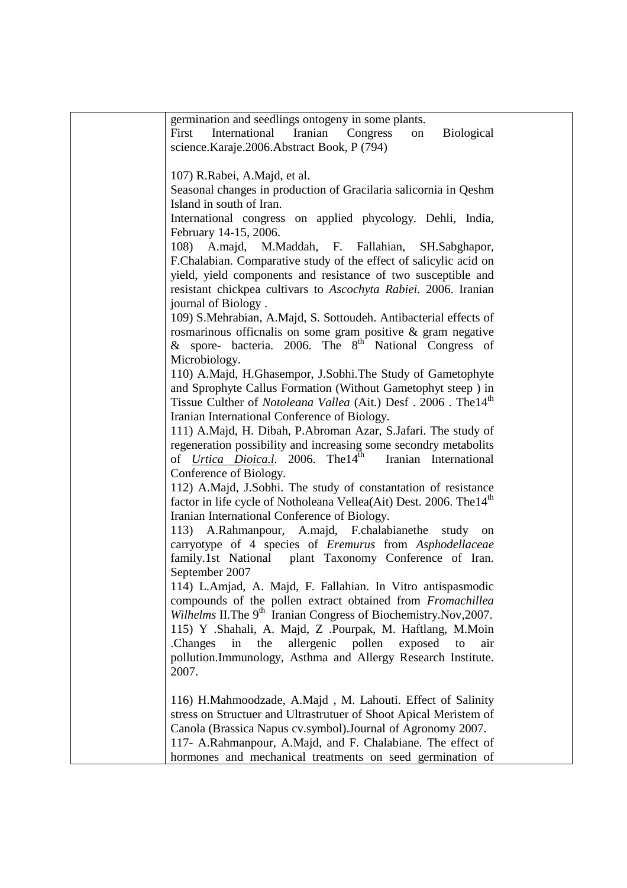germination and seedlings ontogeny in some plants. First International Iranian Congress on Biological science.Karaje.2006.Abstract Book, P (794)

107) R.Rabei, A.Majd, et al. Seasonal changes in production of Gracilaria salicornia in Qeshm Island in south of Iran. International congress on applied phycology. Dehli, India, February 14-15, 2006.

108) A.majd, M.Maddah, F. Fallahian, SH.Sabghapor, F.Chalabian. Comparative study of the effect of salicylic acid on yield, yield components and resistance of two susceptible and resistant chickpea cultivars to *Ascochyta Rabiei.* 2006. Iranian journal of Biology .

109) S.Mehrabian, A.Majd, S. Sottoudeh. Antibacterial effects of rosmarinous officnalis on some gram positive & gram negative & spore- bacteria. 2006. The 8th National Congress of Microbiology.

110) A.Majd, H.Ghasempor, J.Sobhi.The Study of Gametophyte and Sprophyte Callus Formation (Without Gametophyt steep ) in Tissue Culther of *Notoleana Vallea* (Ait.) Desf . 2006 . The14th Iranian International Conference of Biology.

111) A.Majd, H. Dibah, P.Abroman Azar, S.Jafari. The study of regeneration possibility and increasing some secondry metabolits of *Urtica Dioica.l*. 2006. The14th Iranian International Conference of Biology.

112) A.Majd, J.Sobhi. The study of constantation of resistance factor in life cycle of Notholeana Vellea(Ait) Dest. 2006. The14th Iranian International Conference of Biology.

113) A.Rahmanpour, A.majd, F.chalabianethe study on carryotype of 4 species of *Eremurus* from *Asphodellaceae* family.1st National plant Taxonomy Conference of Iran. September 2007

114) L.Amjad, A. Majd, F. Fallahian. In Vitro antispasmodic compounds of the pollen extract obtained from *Fromachillea Wilhelms* II.The 9th Iranian Congress of Biochemistry.Nov,2007.

115) Y .Shahali, A. Majd, Z .Pourpak, M. Haftlang, M.Moin .Changes in the allergenic pollen exposed to air pollution.Immunology, Asthma and Allergy Research Institute. 2007.

116) H.Mahmoodzade, A.Majd , M. Lahouti. Effect of Salinity stress on Structuer and Ultrastrutuer of Shoot Apical Meristem of Canola (Brassica Napus cv.symbol).Journal of Agronomy 2007.

117- A.Rahmanpour, A.Majd, and F. Chalabiane. The effect of hormones and mechanical treatments on seed germination of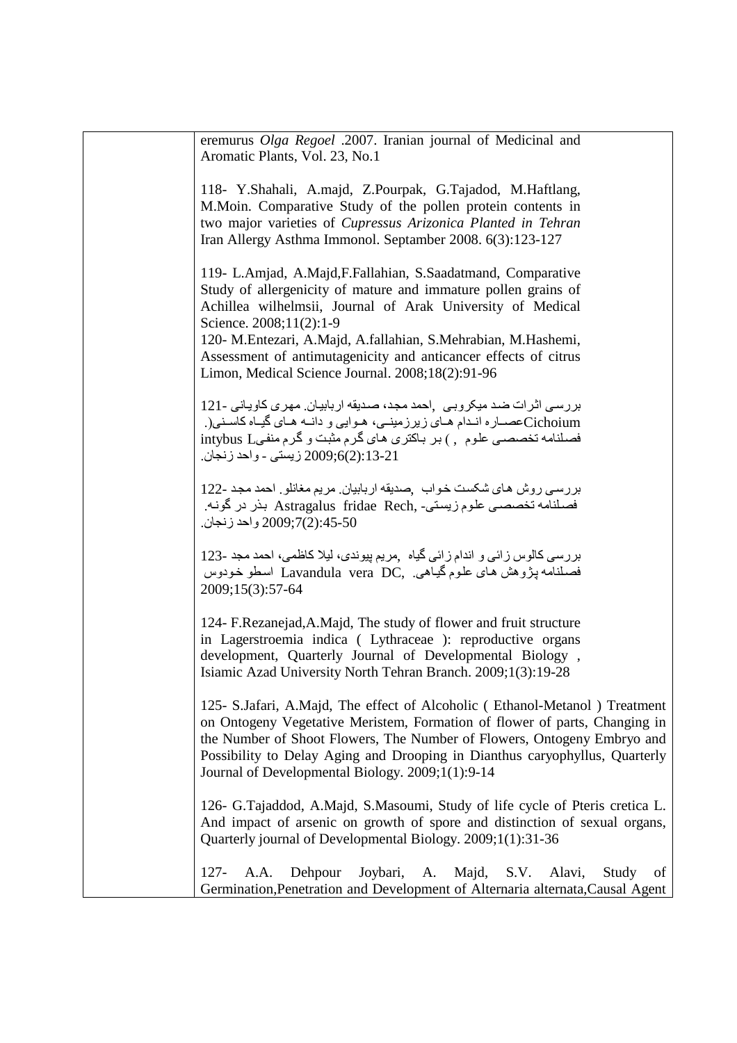eremurus *Olga Regoel* .2007. Iranian journal of Medicinal and Aromatic Plants, Vol. 23, No.1

118- Y.Shahali, A.majd, Z.Pourpak, G.Tajadod, M.Haftlang, M.Moin. Comparative Study of the pollen protein contents in two major varieties of *Cupressus Arizonica Planted in Tehran* Iran Allergy Asthma Immonol. Septamber 2008. 6(3):123-127

119- L.Amjad, A.Majd,F.Fallahian, S.Saadatmand, Comparative Study of allergenicity of mature and immature pollen grains of Achillea wilhelmsii, Journal of Arak University of Medical Science. 2008;11(2):1-9

120- M.Entezari, A.Majd, A.fallahian, S.Mehrabian, M.Hashemi, Assessment of antimutagenicity and anticancer effects of citrus Limon, Medical Science Journal. 2008;18(2):91-96

121- بررسی اثرات ضد میکروبی ,احمد مجد، صدیقه اربابیان. مهری کاویانی Cichoium عصاره اندام های زیرزمینی، هوایی و دانه های گیاه کاسنی(. intybus L فصلنامه تخصصی علوم , ) بر باکتری های گرم مثبت و گرم منفی 2009;6(2):13-21 زیستی - واحد زنجان.

122- بررسی روش های شکست خواب ,صدیقه اربابیان. مریم مغانلو. احمد مجد فصلنامه تخصصی علوم زیستی- Astragalus fridae Rech, بذر در گونه. 2009;7(2):45-50 واحد زنجان.

123- بررسی کالوس زائی و اندام زائی گیاه ,مریم پیوندی، لیلا کاظمی، احمد مجد فصلنامه پژوهش های علوم گیاهی. Lavandula vera DC, اسطو خودوس 2009;15(3):57-64

124- F.Rezanejad,A.Majd, The study of flower and fruit structure in Lagerstroemia indica ( Lythraceae ): reproductive organs development, Quarterly Journal of Developmental Biology , Isiamic Azad University North Tehran Branch. 2009;1(3):19-28

125- S.Jafari, A.Majd, The effect of Alcoholic ( Ethanol-Metanol ) Treatment on Ontogeny Vegetative Meristem, Formation of flower of parts, Changing in the Number of Shoot Flowers, The Number of Flowers, Ontogeny Embryo and Possibility to Delay Aging and Drooping in Dianthus caryophyllus, Quarterly Journal of Developmental Biology. 2009;1(1):9-14

126- G.Tajaddod, A.Majd, S.Masoumi, Study of life cycle of Pteris cretica L. And impact of arsenic on growth of spore and distinction of sexual organs, Quarterly journal of Developmental Biology. 2009;1(1):31-36

127- A.A. Dehpour Joybari, A. Majd, S.V. Alavi, Study of Germination,Penetration and Development of Alternaria alternata,Causal Agent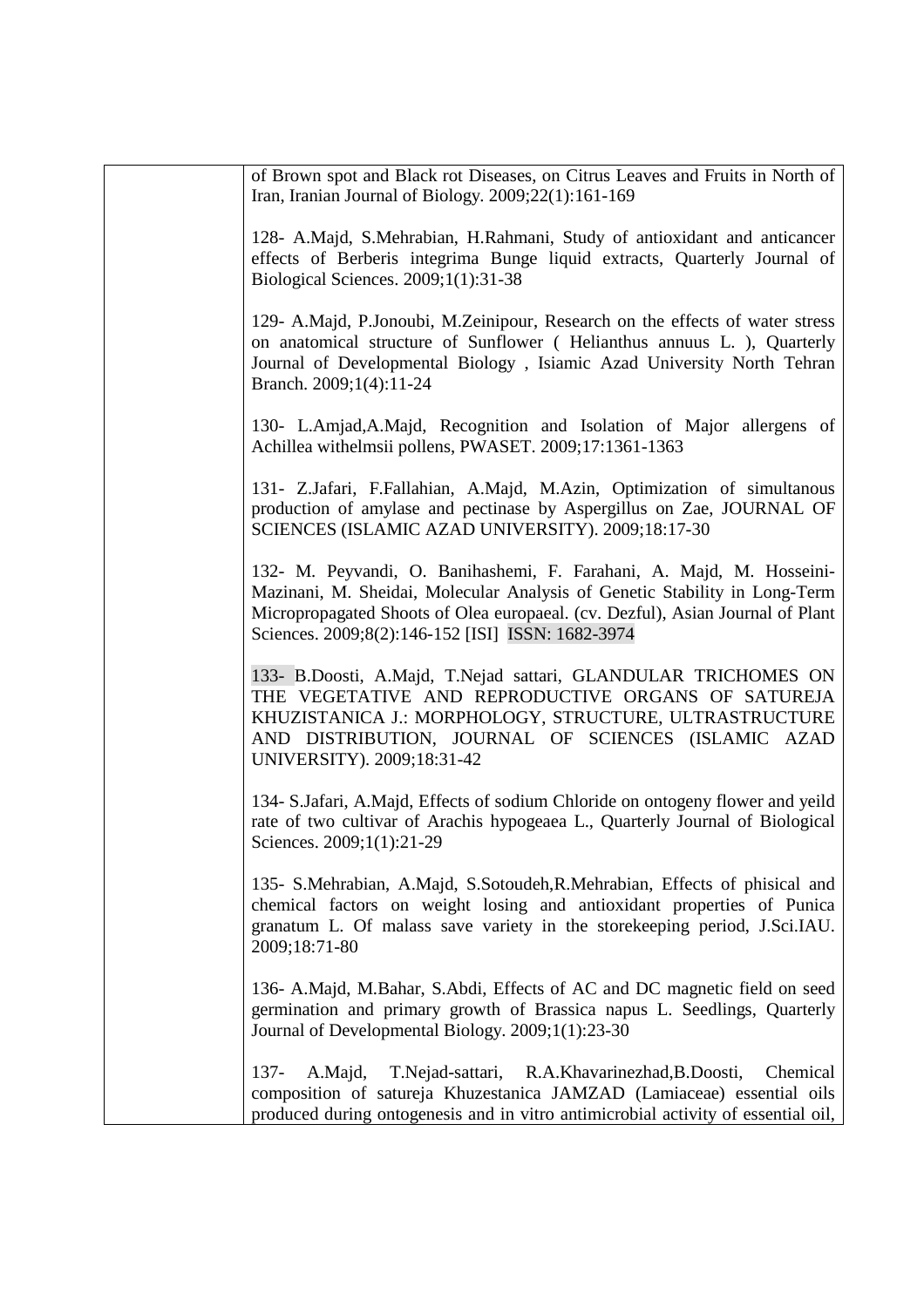| | |
|---|---|
| | of Brown spot and Black rot Diseases, on Citrus Leaves and Fruits in North of Iran, Iranian Journal of Biology. 2009;22(1):161-169<br><br>128- A.Majd, S.Mehrabian, H.Rahmani, Study of antioxidant and anticancer effects of Berberis integrima Bunge liquid extracts, Quarterly Journal of Biological Sciences. 2009;1(1):31-38<br><br>129- A.Majd, P.Jonoubi, M.Zeinipour, Research on the effects of water stress on anatomical structure of Sunflower ( Helianthus annuus L. ), Quarterly Journal of Developmental Biology , Isiamic Azad University North Tehran Branch. 2009;1(4):11-24<br><br>130- L.Amjad,A.Majd, Recognition and Isolation of Major allergens of Achillea withelmsii pollens, PWASET. 2009;17:1361-1363<br><br>131- Z.Jafari, F.Fallahian, A.Majd, M.Azin, Optimization of simultanous production of amylase and pectinase by Aspergillus on Zae, JOURNAL OF SCIENCES (ISLAMIC AZAD UNIVERSITY). 2009;18:17-30<br><br>132- M. Peyvandi, O. Banihashemi, F. Farahani, A. Majd, M. Hosseini-Mazinani, M. Sheidai, Molecular Analysis of Genetic Stability in Long-Term Micropropagated Shoots of Olea europaeal. (cv. Dezful), Asian Journal of Plant Sciences. 2009;8(2):146-152 [ISI] ISSN: 1682-3974<br><br>133- B.Doosti, A.Majd, T.Nejad sattari, GLANDULAR TRICHOMES ON THE VEGETATIVE AND REPRODUCTIVE ORGANS OF SATUREJA KHUZISTANICA J.: MORPHOLOGY, STRUCTURE, ULTRASTRUCTURE AND DISTRIBUTION, JOURNAL OF SCIENCES (ISLAMIC AZAD UNIVERSITY). 2009;18:31-42<br><br>134- S.Jafari, A.Majd, Effects of sodium Chloride on ontogeny flower and yeild rate of two cultivar of Arachis hypogeaea L., Quarterly Journal of Biological Sciences. 2009;1(1):21-29<br><br>135- S.Mehrabian, A.Majd, S.Sotoudeh,R.Mehrabian, Effects of phisical and chemical factors on weight losing and antioxidant properties of Punica granatum L. Of malass save variety in the storekeeping period, J.Sci.IAU. 2009;18:71-80<br><br>136- A.Majd, M.Bahar, S.Abdi, Effects of AC and DC magnetic field on seed germination and primary growth of Brassica napus L. Seedlings, Quarterly Journal of Developmental Biology. 2009;1(1):23-30<br><br>137- A.Majd, T.Nejad-sattari, R.A.Khavarinezhad,B.Doosti, Chemical composition of satureja Khuzestanica JAMZAD (Lamiaceae) essential oils produced during ontogenesis and in vitro antimicrobial activity of essential oil, |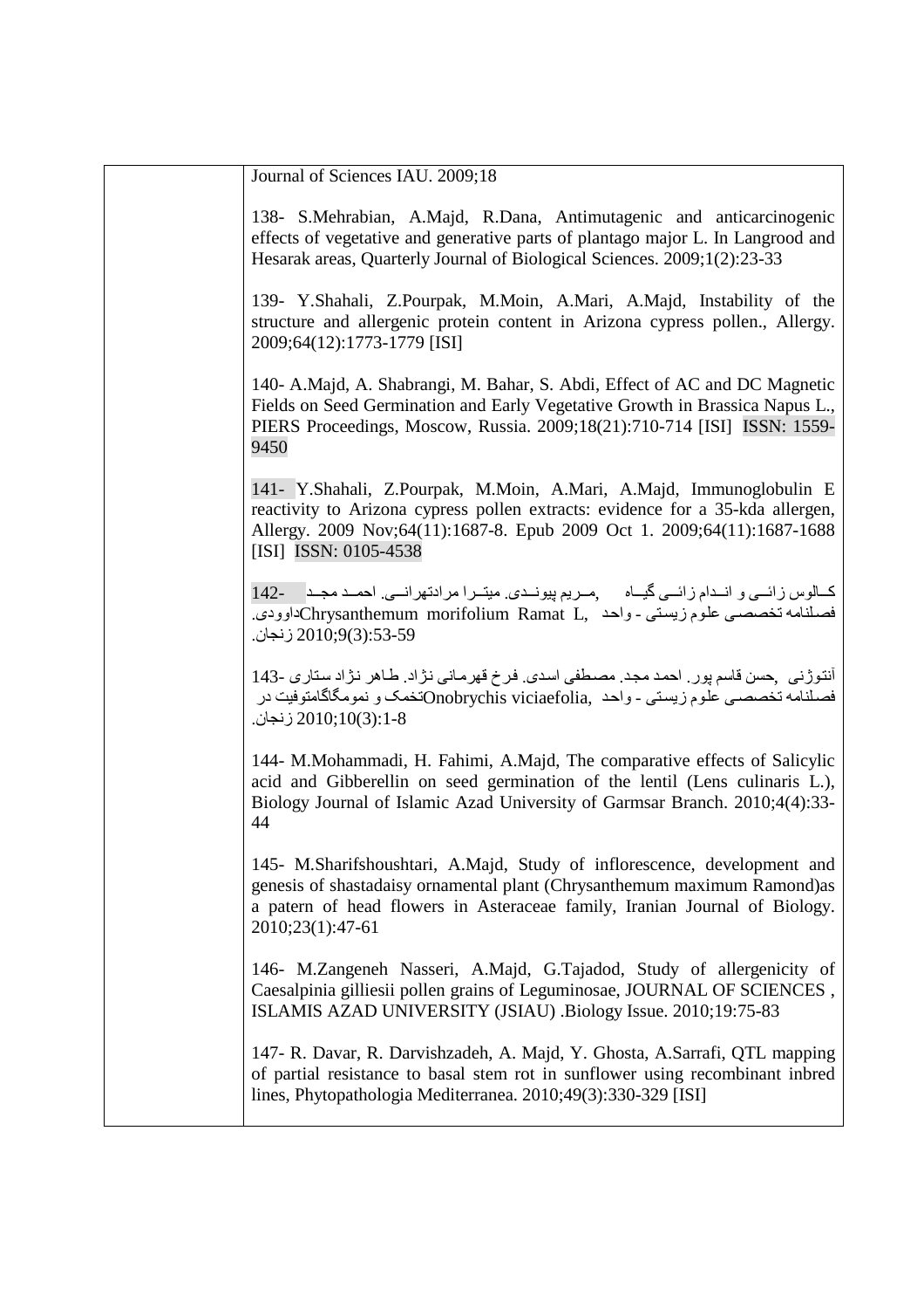| | Journal of Sciences IAU. 2009;18<br><br>138- S.Mehrabian, A.Majd, R.Dana, Antimutagenic and anticarcinogenic effects of vegetative and generative parts of plantago major L. In Langrood and Hesarak areas, Quarterly Journal of Biological Sciences. 2009;1(2):23-33<br><br>139- Y.Shahali, Z.Pourpak, M.Moin, A.Mari, A.Majd, Instability of the structure and allergenic protein content in Arizona cypress pollen., Allergy. 2009;64(12):1773-1779 [ISI]<br><br>140- A.Majd, A. Shabrangi, M. Bahar, S. Abdi, Effect of AC and DC Magnetic Fields on Seed Germination and Early Vegetative Growth in Brassica Napus L., PIERS Proceedings, Moscow, Russia. 2009;18(21):710-714 [ISI] ISSN: 1559-9450<br><br>141- Y.Shahali, Z.Pourpak, M.Moin, A.Mari, A.Majd, Immunoglobulin E reactivity to Arizona cypress pollen extracts: evidence for a 35-kda allergen, Allergy. 2009 Nov;64(11):1687-8. Epub 2009 Oct 1. 2009;64(11):1687-1688 [ISI] ISSN: 0105-4538<br><br>142- کالوس زائی و اندام زائی گیاه Chrysanthemum morifolium Ramat L, مریم پیوندی. میترا مرادتهرانی. احمد مجد. داوودی. فصلنامه تخصصی علوم زیستی - واحد زنجان. 2010;9(3):53-59<br><br>143- آنتوژنی تخمک و نوموگاگامتوفیت در Onobrychis viciaefolia, حسن قاسم پور. احمد مجد. مصطفی اسدی. فرخ قهرمانی نژاد. طاهر نژاد ستاری. فصلنامه تخصصی علوم زیستی - واحد زنجان. 2010;10(3):1-8<br><br>144- M.Mohammadi, H. Fahimi, A.Majd, The comparative effects of Salicylic acid and Gibberellin on seed germination of the lentil (Lens culinaris L.), Biology Journal of Islamic Azad University of Garmsar Branch. 2010;4(4):33-44<br><br>145- M.Sharifshoushtari, A.Majd, Study of inflorescence, development and genesis of shastadaisy ornamental plant (Chrysanthemum maximum Ramond)as a patern of head flowers in Asteraceae family, Iranian Journal of Biology. 2010;23(1):47-61<br><br>146- M.Zangeneh Nasseri, A.Majd, G.Tajadod, Study of allergenicity of Caesalpinia gilliesii pollen grains of Leguminosae, JOURNAL OF SCIENCES , ISLAMIS AZAD UNIVERSITY (JSIAU) .Biology Issue. 2010;19:75-83<br><br>147- R. Davar, R. Darvishzadeh, A. Majd, Y. Ghosta, A.Sarrafi, QTL mapping of partial resistance to basal stem rot in sunflower using recombinant inbred lines, Phytopathologia Mediterranea. 2010;49(3):330-329 [ISI] |
|---|---|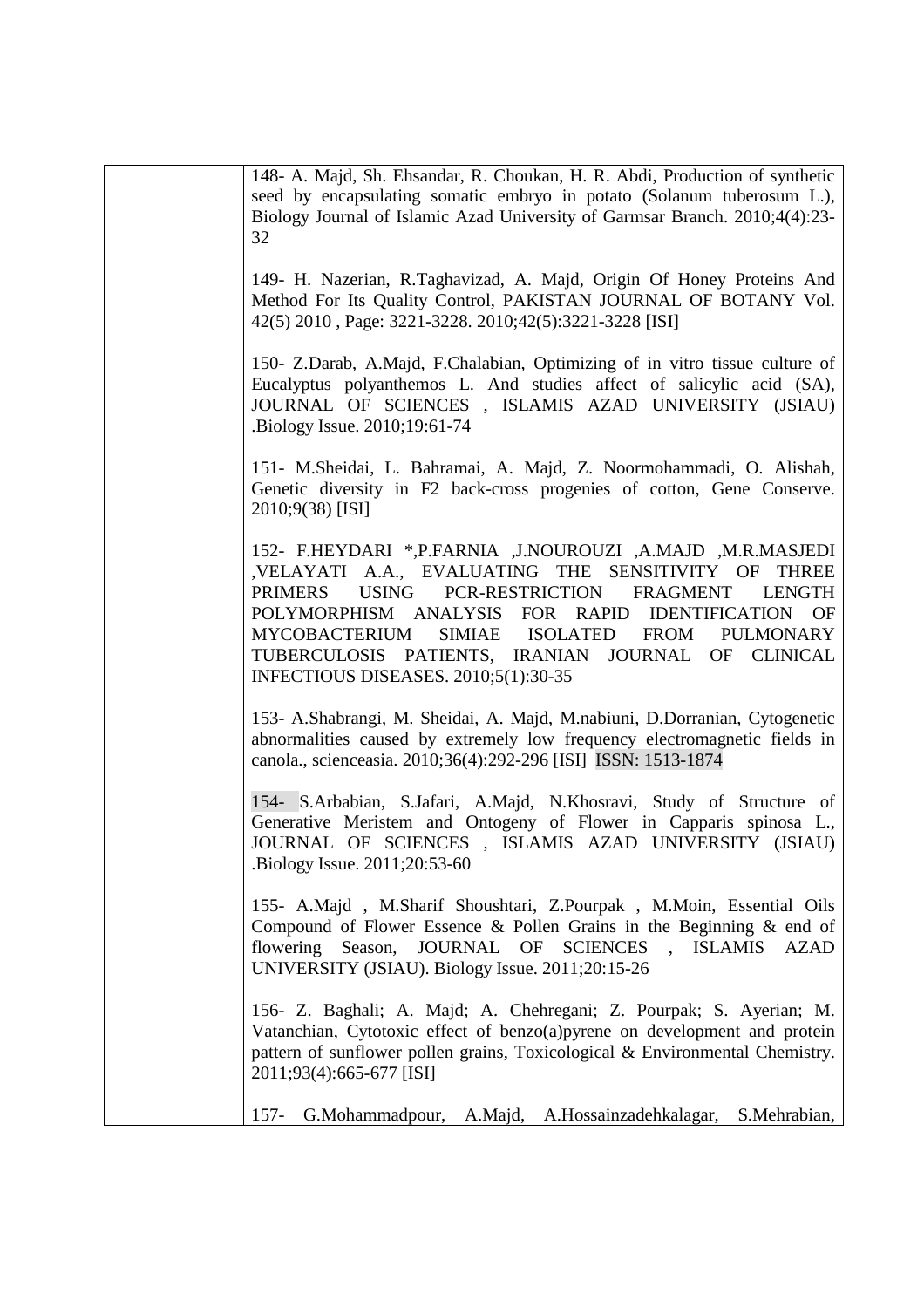| | |
|---|---|
| | 148- A. Majd, Sh. Ehsandar, R. Choukan, H. R. Abdi, Production of synthetic seed by encapsulating somatic embryo in potato (Solanum tuberosum L.), Biology Journal of Islamic Azad University of Garmsar Branch. 2010;4(4):23-32<br><br>149- H. Nazerian, R.Taghavizad, A. Majd, Origin Of Honey Proteins And Method For Its Quality Control, PAKISTAN JOURNAL OF BOTANY Vol. 42(5) 2010 , Page: 3221-3228. 2010;42(5):3221-3228 [ISI]<br><br>150- Z.Darab, A.Majd, F.Chalabian, Optimizing of in vitro tissue culture of Eucalyptus polyanthemos L. And studies affect of salicylic acid (SA), JOURNAL OF SCIENCES , ISLAMIS AZAD UNIVERSITY (JSIAU) .Biology Issue. 2010;19:61-74<br><br>151- M.Sheidai, L. Bahramai, A. Majd, Z. Noormohammadi, O. Alishah, Genetic diversity in F2 back-cross progenies of cotton, Gene Conserve. 2010;9(38) [ISI]<br><br>152- F.HEYDARI *,P.FARNIA ,J.NOUROUZI ,A.MAJD ,M.R.MASJEDI ,VELAYATI A.A., EVALUATING THE SENSITIVITY OF THREE PRIMERS USING PCR-RESTRICTION FRAGMENT LENGTH POLYMORPHISM ANALYSIS FOR RAPID IDENTIFICATION OF MYCOBACTERIUM SIMIAE ISOLATED FROM PULMONARY TUBERCULOSIS PATIENTS, IRANIAN JOURNAL OF CLINICAL INFECTIOUS DISEASES. 2010;5(1):30-35<br><br>153- A.Shabrangi, M. Sheidai, A. Majd, M.nabiuni, D.Dorranian, Cytogenetic abnormalities caused by extremely low frequency electromagnetic fields in canola., scienceasia. 2010;36(4):292-296 [ISI] ISSN: 1513-1874<br><br>154- S.Arbabian, S.Jafari, A.Majd, N.Khosravi, Study of Structure of Generative Meristem and Ontogeny of Flower in Capparis spinosa L., JOURNAL OF SCIENCES , ISLAMIS AZAD UNIVERSITY (JSIAU) .Biology Issue. 2011;20:53-60<br><br>155- A.Majd , M.Sharif Shoushtari, Z.Pourpak , M.Moin, Essential Oils Compound of Flower Essence & Pollen Grains in the Beginning & end of flowering Season, JOURNAL OF SCIENCES , ISLAMIS AZAD UNIVERSITY (JSIAU). Biology Issue. 2011;20:15-26<br><br>156- Z. Baghali; A. Majd; A. Chehregani; Z. Pourpak; S. Ayerian; M. Vatanchian, Cytotoxic effect of benzo(a)pyrene on development and protein pattern of sunflower pollen grains, Toxicological & Environmental Chemistry. 2011;93(4):665-677 [ISI]<br><br>157- G.Mohammadpour, A.Majd, A.Hossainzadehkalagar, S.Mehrabian, |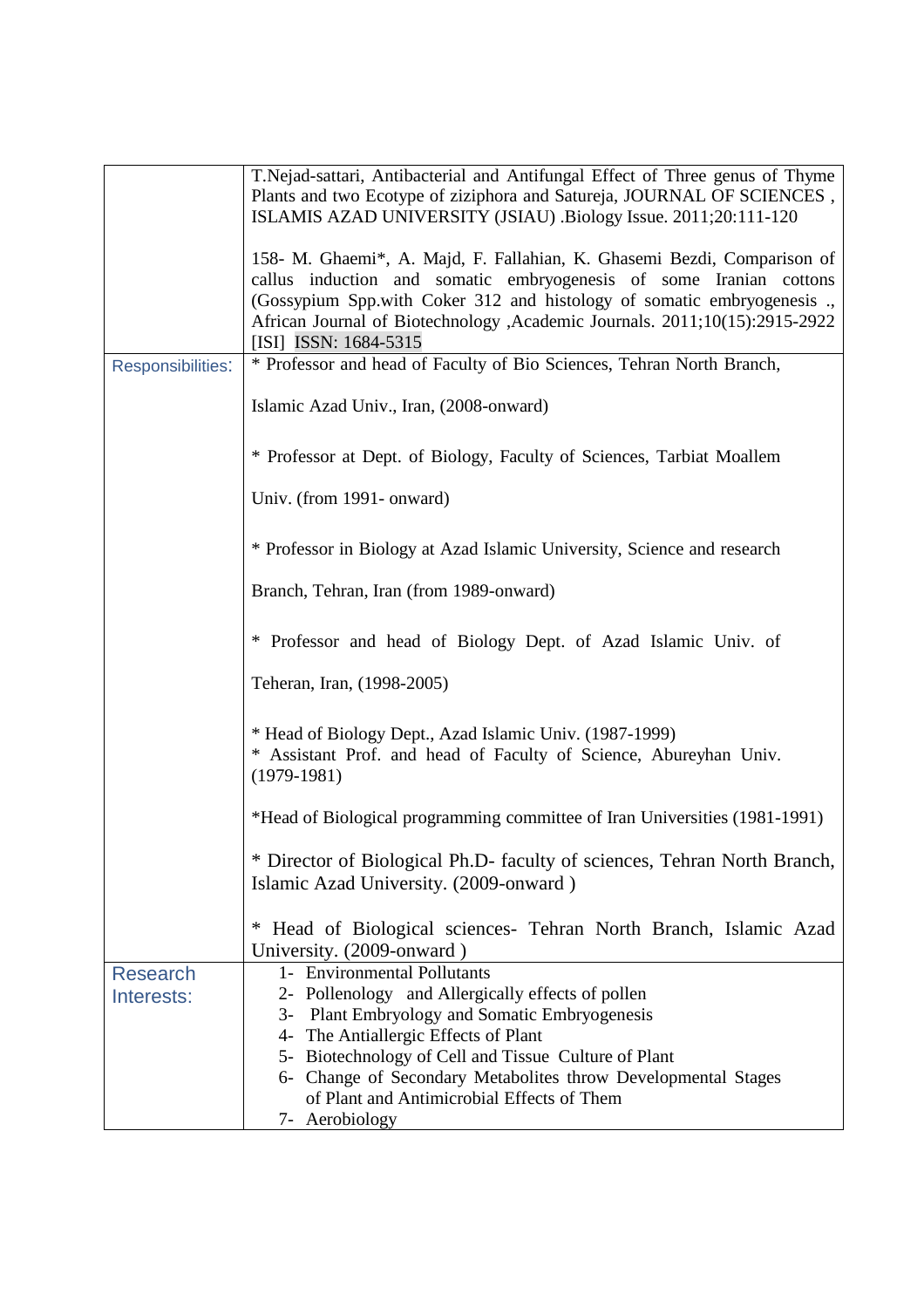| | |
|---|---|
| | T.Nejad-sattari, Antibacterial and Antifungal Effect of Three genus of Thyme Plants and two Ecotype of ziziphora and Satureja, JOURNAL OF SCIENCES , ISLAMIS AZAD UNIVERSITY (JSIAU) .Biology Issue. 2011;20:111-120<br><br>158- M. Ghaemi*, A. Majd, F. Fallahian, K. Ghasemi Bezdi, Comparison of callus induction and somatic embryogenesis of some Iranian cottons (Gossypium Spp.with Coker 312 and histology of somatic embryogenesis ., African Journal of Biotechnology ,Academic Journals. 2011;10(15):2915-2922 [ISI] ISSN: 1684-5315 |
| Responsibilities: | * Professor and head of Faculty of Bio Sciences, Tehran North Branch, Islamic Azad Univ., Iran, (2008-onward)<br><br>* Professor at Dept. of Biology, Faculty of Sciences, Tarbiat Moallem Univ. (from 1991- onward)<br><br>* Professor in Biology at Azad Islamic University, Science and research Branch, Tehran, Iran (from 1989-onward)<br><br>* Professor and head of Biology Dept. of Azad Islamic Univ. of Teheran, Iran, (1998-2005)<br><br>* Head of Biology Dept., Azad Islamic Univ. (1987-1999)<br>* Assistant Prof. and head of Faculty of Science, Abureyhan Univ. (1979-1981)<br><br>*Head of Biological programming committee of Iran Universities (1981-1991)<br><br>* Director of Biological Ph.D- faculty of sciences, Tehran North Branch, Islamic Azad University. (2009-onward )<br><br>* Head of Biological sciences- Tehran North Branch, Islamic Azad University. (2009-onward ) |
| Research Interests: | 1- Environmental Pollutants<br>2- Pollenology and Allergically effects of pollen<br>3- Plant Embryology and Somatic Embryogenesis<br>4- The Antiallergic Effects of Plant<br>5- Biotechnology of Cell and Tissue Culture of Plant<br>6- Change of Secondary Metabolites throw Developmental Stages of Plant and Antimicrobial Effects of Them<br>7- Aerobiology |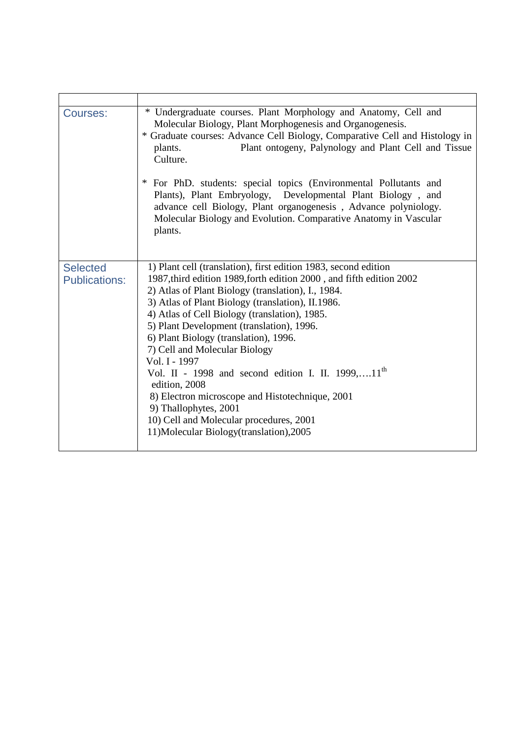| | |
|---|---|
| Courses: | * Undergraduate courses. Plant Morphology and Anatomy, Cell and Molecular Biology, Plant Morphogenesis and Organogenesis.<br>* Graduate courses: Advance Cell Biology, Comparative Cell and Histology in plants. Plant ontogeny, Palynology and Plant Cell and Tissue Culture.<br><br>* For PhD. students: special topics (Environmental Pollutants and Plants), Plant Embryology, Developmental Plant Biology , and advance cell Biology, Plant organogenesis , Advance polyniology. Molecular Biology and Evolution. Comparative Anatomy in Vascular plants. |
| Selected Publications: | 1) Plant cell (translation), first edition 1983, second edition 1987,third edition 1989,forth edition 2000 , and fifth edition 2002<br>2) Atlas of Plant Biology (translation), I., 1984.<br>3) Atlas of Plant Biology (translation), II.1986.<br>4) Atlas of Cell Biology (translation), 1985.<br>5) Plant Development (translation), 1996.<br>6) Plant Biology (translation), 1996.<br>7) Cell and Molecular Biology<br>Vol. I - 1997<br>Vol. II - 1998 and second edition I. II. 1999,….11th edition, 2008<br>8) Electron microscope and Histotechnique, 2001<br>9) Thallophytes, 2001<br>10) Cell and Molecular procedures, 2001<br>11)Molecular Biology(translation),2005 |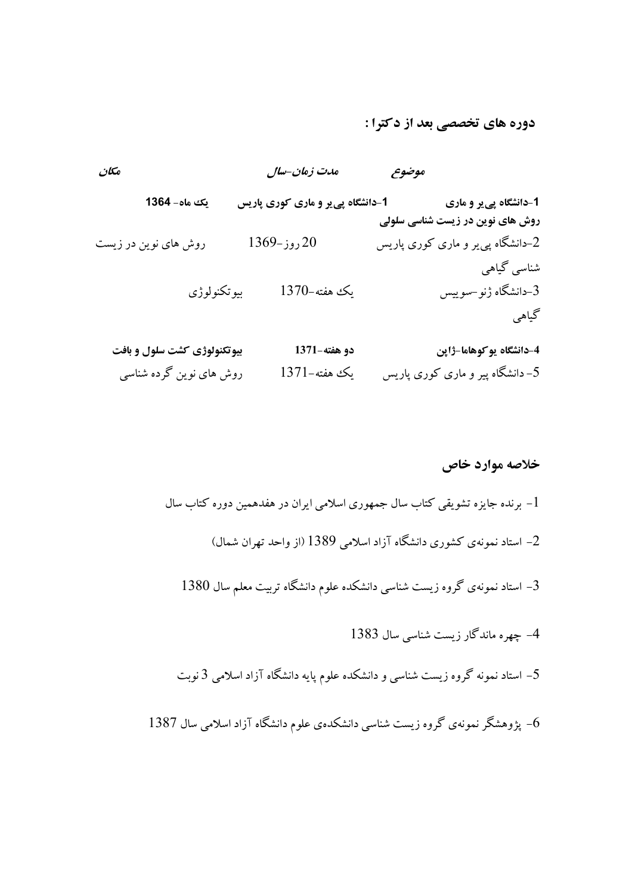## دوره های تخصصی بعد از دکترا :

| موضوع | مدت زمان-سال | مکان |
|---|---|---|
| **1-دانشگاه پی‌یر و ماری** | **1-دانشگاه پی‌یر و ماری کوری پاریس** | **یک ماه- 1364** |
| **روش های نوین در زیست شناسی سلولی** | | |
| 2-دانشگاه پی‌یر و ماری کوری پاریس | 20 روز-1369 | روش های نوین در زیست |
| شناسی گیاهی | | |
| 3-دانشگاه ژنو-سوییس | یک هفته-1370 | بیوتکنولوژی |
| گیاهی | | |
| **4-دانشگاه یوکوهاما-ژاپن** | **دو هفته-1371** | **بیوتکنولوژی کشت سلول و بافت** |
| 5- دانشگاه پیر و ماری کوری پاریس | یک هفته-1371 | روش های نوین گرده شناسی |

## خلاصه موارد خاص

1- برنده جایزه تشویقی کتاب سال جمهوری اسلامی ایران در هفدهمین دوره کتاب سال

2- استاد نمونه‌ی کشوری دانشگاه آزاد اسلامی 1389 (از واحد تهران شمال)

3- استاد نمونه‌ی گروه زیست شناسی دانشکده علوم دانشگاه تربیت معلم سال 1380

4- چهره ماندگار زیست شناسی سال 1383

5- استاد نمونه گروه زیست شناسی و دانشکده علوم پایه دانشگاه آزاد اسلامی 3 نوبت

6- پژوهشگر نمونه‌ی گروه زیست شناسی دانشکده‌ی علوم دانشگاه آزاد اسلامی سال 1387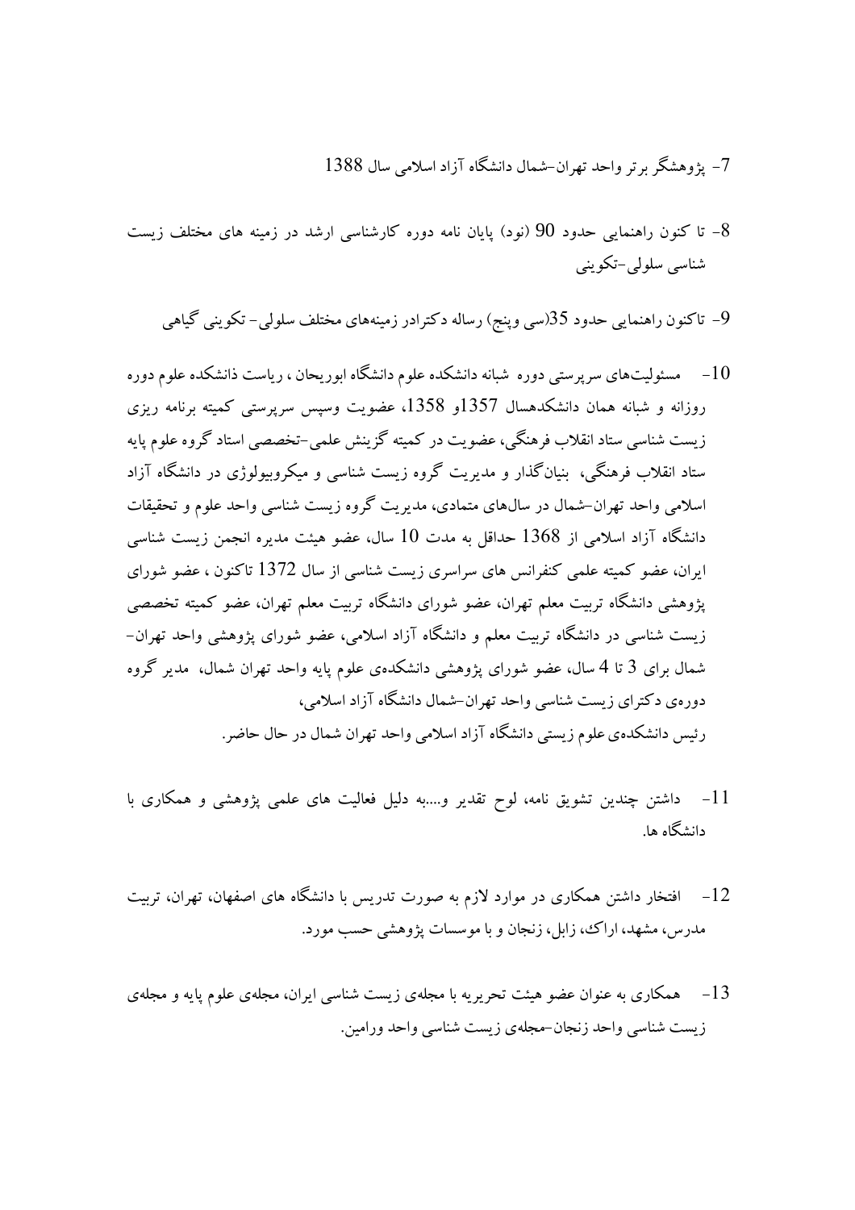7- پژوهشگر برتر واحد تهران-شمال دانشگاه آزاد اسلامی سال 1388

8- تا کنون راهنمایی حدود 90 (نود) پایان نامه دوره کارشناسی ارشد در زمینه های مختلف زیست شناسی سلولی-تکوینی

9- تاکنون راهنمایی حدود 35(سی وپنج) رساله دکترادر زمینه‌های مختلف سلولی- تکوینی گیاهی

10- مسئولیت‌های سرپرستی دوره شبانه دانشکده علوم دانشگاه ابوریحان ، ریاست ذانشکده علوم دوره روزانه و شبانه همان دانشکدهسال 1357و 1358، عضویت وسپس سرپرستی کمیته برنامه ریزی زیست شناسی ستاد انقلاب فرهنگی، عضویت در کمیته گزینش علمی-تخصصی استاد گروه علوم پایه ستاد انقلاب فرهنگی، بنیان‌گذار و مدیریت گروه زیست شناسی و میکروبیولوژی در دانشگاه آزاد اسلامی واحد تهران-شمال در سال‌های متمادی، مدیریت گروه زیست شناسی واحد علوم و تحقیقات دانشگاه آزاد اسلامی از 1368 حداقل به مدت 10 سال، عضو هیئت مدیره انجمن زیست شناسی ایران، عضو کمیته علمی کنفرانس های سراسری زیست شناسی از سال 1372 تاکنون ، عضو شورای پژوهشی دانشگاه تربیت معلم تهران، عضو شورای دانشگاه تربیت معلم تهران، عضو کمیته تخصصی زیست شناسی در دانشگاه تربیت معلم و دانشگاه آزاد اسلامی، عضو شورای پژوهشی واحد تهران-شمال برای 3 تا 4 سال، عضو شورای پژوهشی دانشکده‌ی علوم پایه واحد تهران شمال، مدیر گروه دوره‌ی دکترای زیست شناسی واحد تهران-شمال دانشگاه آزاد اسلامی،
رئیس دانشکده‌ی علوم زیستی دانشگاه آزاد اسلامی واحد تهران شمال در حال حاضر.

11- داشتن چندین تشویق نامه، لوح تقدیر و....به دلیل فعالیت های علمی پژوهشی و همکاری با دانشگاه ها.

12- افتخار داشتن همکاری در موارد لازم به صورت تدریس با دانشگاه های اصفهان، تهران، تربیت مدرس، مشهد، اراک، زابل، زنجان و با موسسات پژوهشی حسب مورد.

13- همکاری به عنوان عضو هیئت تحریریه با مجله‌ی زیست شناسی ایران، مجله‌ی علوم پایه و مجله‌ی زیست شناسی واحد زنجان-مجله‌ی زیست شناسی واحد ورامین.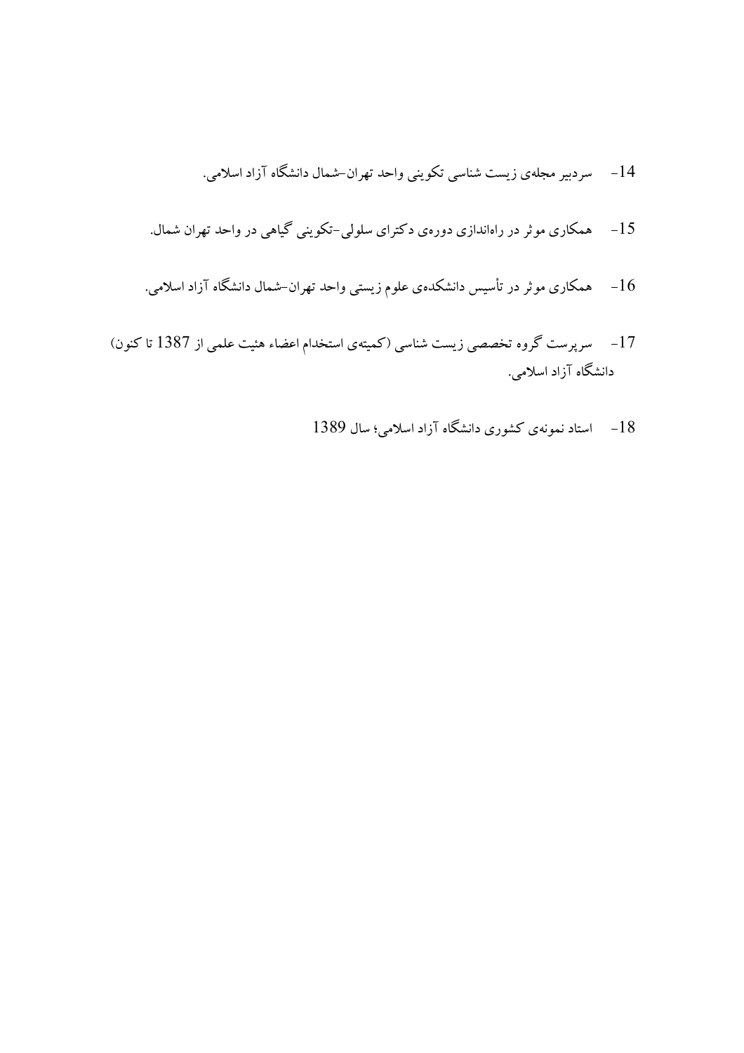14- سردبیر مجله‌ی زیست شناسی تکوینی واحد تهران-شمال دانشگاه آزاد اسلامی.

15- همکاری موثر در راه‌اندازی دوره‌ی دکترای سلولی-تکوینی گیاهی در واحد تهران شمال.

16- همکاری موثر در تأسیس دانشکده‌ی علوم زیستی واحد تهران-شمال دانشگاه آزاد اسلامی.

17- سرپرست گروه تخصصی زیست شناسی (کمیته‌ی استخدام اعضاء هئیت علمی از 1387 تا کنون) دانشگاه آزاد اسلامی.

18- استاد نمونه‌ی کشوری دانشگاه آزاد اسلامی؛ سال 1389